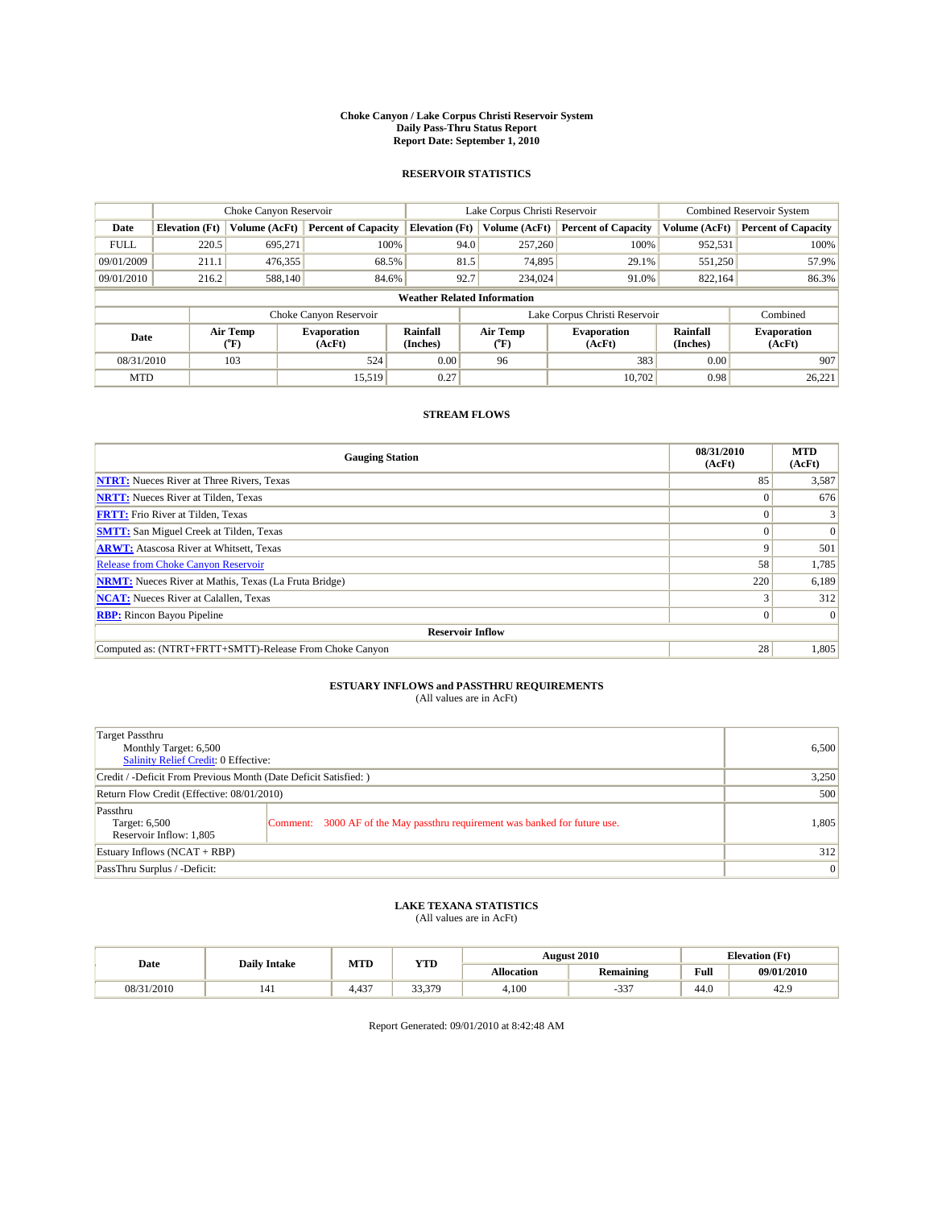# Choke Canyon / Lake Corpus Christi Reservoir System
## Daily Pass-Thru Status Report
### Report Date: September 1, 2010

## RESERVOIR STATISTICS

| | Choke Canyon Reservoir | | | Lake Corpus Christi Reservoir | | | Combined Reservoir System | |
|---|---|---|---|---|---|---|---|---|
| Date | Elevation (Ft) | Volume (AcFt) | Percent of Capacity | Elevation (Ft) | Volume (AcFt) | Percent of Capacity | Volume (AcFt) | Percent of Capacity |
| FULL | 220.5 | 695,271 | 100% | 94.0 | 257,260 | 100% | 952,531 | 100% |
| 09/01/2009 | 211.1 | 476,355 | 68.5% | 81.5 | 74,895 | 29.1% | 551,250 | 57.9% |
| 09/01/2010 | 216.2 | 588,140 | 84.6% | 92.7 | 234,024 | 91.0% | 822,164 | 86.3% |

**Weather Related Information**

| | Choke Canyon Reservoir | | | Lake Corpus Christi Reservoir | | | Combined |
|---|---|---|---|---|---|---|---|
| Date | Air Temp (°F) | Evaporation (AcFt) | Rainfall (Inches) | Air Temp (°F) | Evaporation (AcFt) | Rainfall (Inches) | Evaporation (AcFt) |
| 08/31/2010 | 103 | 524 | 0.00 | 96 | 383 | 0.00 | 907 |
| MTD | | 15,519 | 0.27 | | 10,702 | 0.98 | 26,221 |

## STREAM FLOWS

| Gauging Station | 08/31/2010 (AcFt) | MTD (AcFt) |
|---|---|---|
| **NTRT:** Nueces River at Three Rivers, Texas | 85 | 3,587 |
| **NRTT:** Nueces River at Tilden, Texas | 0 | 676 |
| **FRTT:** Frio River at Tilden, Texas | 0 | 3 |
| **SMTT:** San Miguel Creek at Tilden, Texas | 0 | 0 |
| **ARWT:** Atascosa River at Whitsett, Texas | 9 | 501 |
| Release from Choke Canyon Reservoir | 58 | 1,785 |
| **NRMT:** Nueces River at Mathis, Texas (La Fruta Bridge) | 220 | 6,189 |
| **NCAT:** Nueces River at Calallen, Texas | 3 | 312 |
| **RBP:** Rincon Bayou Pipeline | 0 | 0 |
| **Reservoir Inflow** | | |
| Computed as: (NTRT+FRTT+SMTT)-Release From Choke Canyon | 28 | 1,805 |

## ESTUARY INFLOWS and PASSTHRU REQUIREMENTS
(All values are in AcFt)

| | | |
|---|---|---|
| Target Passthru<br>Monthly Target: 6,500<br>Salinity Relief Credit: 0 Effective: | | 6,500 |
| Credit / -Deficit From Previous Month (Date Deficit Satisfied: ) | | 3,250 |
| Return Flow Credit (Effective: 08/01/2010) | | 500 |
| Passthru<br>Target: 6,500<br>Reservoir Inflow: 1,805 | Comment: 3000 AF of the May passthru requirement was banked for future use. | 1,805 |
| Estuary Inflows (NCAT + RBP) | | 312 |
| PassThru Surplus / -Deficit: | | 0 |

## LAKE TEXANA STATISTICS
(All values are in AcFt)

| Date | Daily Intake | MTD | YTD | August 2010 | | Elevation (Ft) | |
|---|---|---|---|---|---|---|---|
| | | | | Allocation | Remaining | Full | 09/01/2010 |
| 08/31/2010 | 141 | 4,437 | 33,379 | 4,100 | -337 | 44.0 | 42.9 |

Report Generated: 09/01/2010 at 8:42:48 AM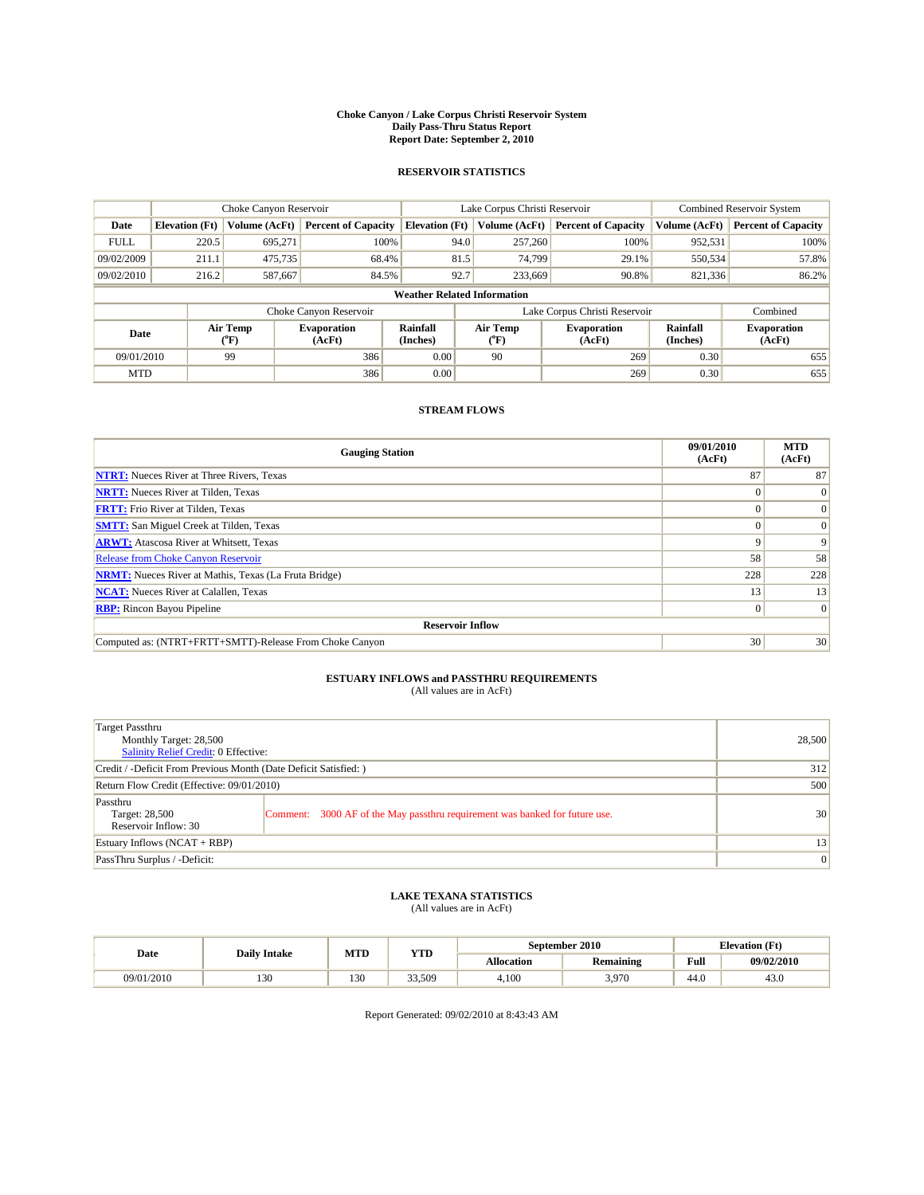# Choke Canyon / Lake Corpus Christi Reservoir System
## Daily Pass-Thru Status Report
### Report Date: September 2, 2010

## RESERVOIR STATISTICS

| | Choke Canyon Reservoir | | | Lake Corpus Christi Reservoir | | | Combined Reservoir System | |
|---|---|---|---|---|---|---|---|---|
| Date | Elevation (Ft) | Volume (AcFt) | Percent of Capacity | Elevation (Ft) | Volume (AcFt) | Percent of Capacity | Volume (AcFt) | Percent of Capacity |
| FULL | 220.5 | 695,271 | 100% | 94.0 | 257,260 | 100% | 952,531 | 100% |
| 09/02/2009 | 211.1 | 475,735 | 68.4% | 81.5 | 74,799 | 29.1% | 550,534 | 57.8% |
| 09/02/2010 | 216.2 | 587,667 | 84.5% | 92.7 | 233,669 | 90.8% | 821,336 | 86.2% |

**Weather Related Information**

| | Choke Canyon Reservoir | | | Lake Corpus Christi Reservoir | | | Combined |
|---|---|---|---|---|---|---|---|
| Date | Air Temp (°F) | Evaporation (AcFt) | Rainfall (Inches) | Air Temp (°F) | Evaporation (AcFt) | Rainfall (Inches) | Evaporation (AcFt) |
| 09/01/2010 | 99 | 386 | 0.00 | 90 | 269 | 0.30 | 655 |
| MTD | | 386 | 0.00 | | 269 | 0.30 | 655 |

## STREAM FLOWS

| Gauging Station | 09/01/2010 (AcFt) | MTD (AcFt) |
|---|---|---|
| NTRT: Nueces River at Three Rivers, Texas | 87 | 87 |
| NRTT: Nueces River at Tilden, Texas | 0 | 0 |
| FRTT: Frio River at Tilden, Texas | 0 | 0 |
| SMTT: San Miguel Creek at Tilden, Texas | 0 | 0 |
| ARWT: Atascosa River at Whitsett, Texas | 9 | 9 |
| Release from Choke Canyon Reservoir | 58 | 58 |
| NRMT: Nueces River at Mathis, Texas (La Fruta Bridge) | 228 | 228 |
| NCAT: Nueces River at Calallen, Texas | 13 | 13 |
| RBP: Rincon Bayou Pipeline | 0 | 0 |
| **Reservoir Inflow** | | |
| Computed as: (NTRT+FRTT+SMTT)-Release From Choke Canyon | 30 | 30 |

## ESTUARY INFLOWS and PASSTHRU REQUIREMENTS
(All values are in AcFt)

| | | |
|---|---|---|
| Target Passthru<br>Monthly Target: 28,500<br>Salinity Relief Credit: 0 Effective: | | 28,500 |
| Credit / -Deficit From Previous Month (Date Deficit Satisfied: ) | | 312 |
| Return Flow Credit (Effective: 09/01/2010) | | 500 |
| Passthru<br>Target: 28,500<br>Reservoir Inflow: 30 | Comment: 3000 AF of the May passthru requirement was banked for future use. | 30 |
| Estuary Inflows (NCAT + RBP) | | 13 |
| PassThru Surplus / -Deficit: | | 0 |

## LAKE TEXANA STATISTICS
(All values are in AcFt)

| Date | Daily Intake | MTD | YTD | September 2010 | | Elevation (Ft) | |
|---|---|---|---|---|---|---|---|
| | | | | Allocation | Remaining | Full | 09/02/2010 |
| 09/01/2010 | 130 | 130 | 33,509 | 4,100 | 3,970 | 44.0 | 43.0 |

Report Generated: 09/02/2010 at 8:43:43 AM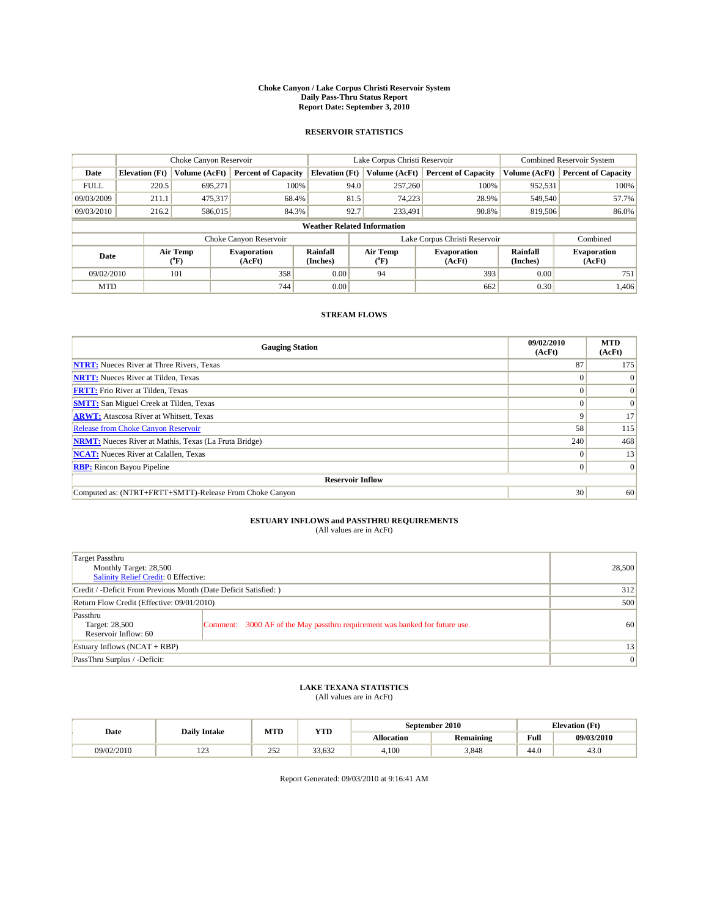# Choke Canyon / Lake Corpus Christi Reservoir System
## Daily Pass-Thru Status Report
### Report Date: September 3, 2010

## RESERVOIR STATISTICS

| | Choke Canyon Reservoir | | | Lake Corpus Christi Reservoir | | | Combined Reservoir System | |
|---|---|---|---|---|---|---|---|---|
| Date | Elevation (Ft) | Volume (AcFt) | Percent of Capacity | Elevation (Ft) | Volume (AcFt) | Percent of Capacity | Volume (AcFt) | Percent of Capacity |
| FULL | 220.5 | 695,271 | 100% | 94.0 | 257,260 | 100% | 952,531 | 100% |
| 09/03/2009 | 211.1 | 475,317 | 68.4% | 81.5 | 74,223 | 28.9% | 549,540 | 57.7% |
| 09/03/2010 | 216.2 | 586,015 | 84.3% | 92.7 | 233,491 | 90.8% | 819,506 | 86.0% |

**Weather Related Information**

| | Choke Canyon Reservoir | | | Lake Corpus Christi Reservoir | | | Combined |
|---|---|---|---|---|---|---|---|
| Date | Air Temp (°F) | Evaporation (AcFt) | Rainfall (Inches) | Air Temp (°F) | Evaporation (AcFt) | Rainfall (Inches) | Evaporation (AcFt) |
| 09/02/2010 | 101 | 358 | 0.00 | 94 | 393 | 0.00 | 751 |
| MTD | | 744 | 0.00 | | 662 | 0.30 | 1,406 |

## STREAM FLOWS

| Gauging Station | 09/02/2010 (AcFt) | MTD (AcFt) |
|---|---|---|
| NTRT: Nueces River at Three Rivers, Texas | 87 | 175 |
| NRTT: Nueces River at Tilden, Texas | 0 | 0 |
| FRTT: Frio River at Tilden, Texas | 0 | 0 |
| SMTT: San Miguel Creek at Tilden, Texas | 0 | 0 |
| ARWT: Atascosa River at Whitsett, Texas | 9 | 17 |
| Release from Choke Canyon Reservoir | 58 | 115 |
| NRMT: Nueces River at Mathis, Texas (La Fruta Bridge) | 240 | 468 |
| NCAT: Nueces River at Calallen, Texas | 0 | 13 |
| RBP: Rincon Bayou Pipeline | 0 | 0 |
| **Reservoir Inflow** | | |
| Computed as: (NTRT+FRTT+SMTT)-Release From Choke Canyon | 30 | 60 |

## ESTUARY INFLOWS and PASSTHRU REQUIREMENTS
(All values are in AcFt)

| | | |
|---|---|---|
| Target Passthru<br>Monthly Target: 28,500<br>Salinity Relief Credit: 0 Effective: | | 28,500 |
| Credit / -Deficit From Previous Month (Date Deficit Satisfied: ) | | 312 |
| Return Flow Credit (Effective: 09/01/2010) | | 500 |
| Passthru<br>Target: 28,500<br>Reservoir Inflow: 60 | Comment: 3000 AF of the May passthru requirement was banked for future use. | 60 |
| Estuary Inflows (NCAT + RBP) | | 13 |
| PassThru Surplus / -Deficit: | | 0 |

## LAKE TEXANA STATISTICS
(All values are in AcFt)

| Date | Daily Intake | MTD | YTD | September 2010 | | Elevation (Ft) | |
|---|---|---|---|---|---|---|---|
| | | | | Allocation | Remaining | Full | 09/03/2010 |
| 09/02/2010 | 123 | 252 | 33,632 | 4,100 | 3,848 | 44.0 | 43.0 |

Report Generated: 09/03/2010 at 9:16:41 AM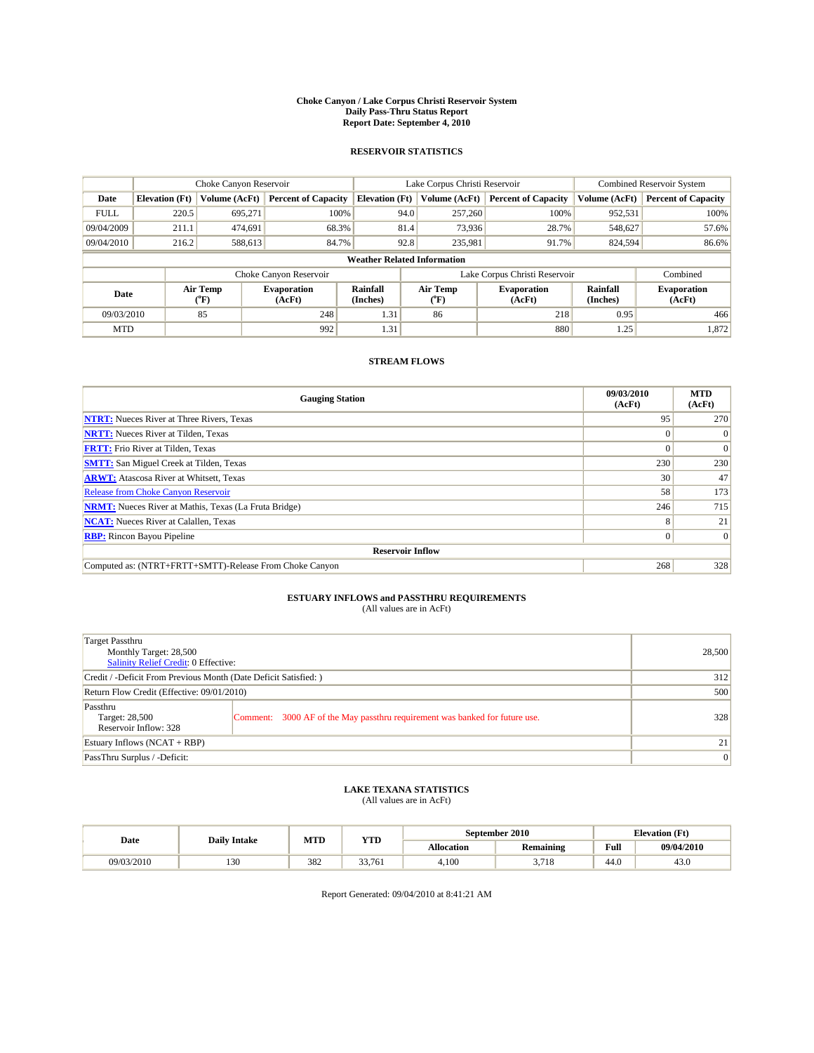# Choke Canyon / Lake Corpus Christi Reservoir System
## Daily Pass-Thru Status Report
### Report Date: September 4, 2010

## RESERVOIR STATISTICS

| | Choke Canyon Reservoir | | | Lake Corpus Christi Reservoir | | | Combined Reservoir System | |
|---|---|---|---|---|---|---|---|---|
| Date | Elevation (Ft) | Volume (AcFt) | Percent of Capacity | Elevation (Ft) | Volume (AcFt) | Percent of Capacity | Volume (AcFt) | Percent of Capacity |
| FULL | 220.5 | 695,271 | 100% | 94.0 | 257,260 | 100% | 952,531 | 100% |
| 09/04/2009 | 211.1 | 474,691 | 68.3% | 81.4 | 73,936 | 28.7% | 548,627 | 57.6% |
| 09/04/2010 | 216.2 | 588,613 | 84.7% | 92.8 | 235,981 | 91.7% | 824,594 | 86.6% |

**Weather Related Information**

| | Choke Canyon Reservoir | | | Lake Corpus Christi Reservoir | | | Combined |
|---|---|---|---|---|---|---|---|
| Date | Air Temp (°F) | Evaporation (AcFt) | Rainfall (Inches) | Air Temp (°F) | Evaporation (AcFt) | Rainfall (Inches) | Evaporation (AcFt) |
| 09/03/2010 | 85 | 248 | 1.31 | 86 | 218 | 0.95 | 466 |
| MTD | | 992 | 1.31 | | 880 | 1.25 | 1,872 |

## STREAM FLOWS

| Gauging Station | 09/03/2010 (AcFt) | MTD (AcFt) |
|---|---|---|
| NTRT: Nueces River at Three Rivers, Texas | 95 | 270 |
| NRTT: Nueces River at Tilden, Texas | 0 | 0 |
| FRTT: Frio River at Tilden, Texas | 0 | 0 |
| SMTT: San Miguel Creek at Tilden, Texas | 230 | 230 |
| ARWT: Atascosa River at Whitsett, Texas | 30 | 47 |
| Release from Choke Canyon Reservoir | 58 | 173 |
| NRMT: Nueces River at Mathis, Texas (La Fruta Bridge) | 246 | 715 |
| NCAT: Nueces River at Calallen, Texas | 8 | 21 |
| RBP: Rincon Bayou Pipeline | 0 | 0 |
| **Reservoir Inflow** | | |
| Computed as: (NTRT+FRTT+SMTT)-Release From Choke Canyon | 268 | 328 |

## ESTUARY INFLOWS and PASSTHRU REQUIREMENTS
(All values are in AcFt)

| | |
|---|---|
| Target Passthru<br>Monthly Target: 28,500<br>Salinity Relief Credit: 0 Effective: | 28,500 |
| Credit / -Deficit From Previous Month (Date Deficit Satisfied: ) | 312 |
| Return Flow Credit (Effective: 09/01/2010) | 500 |
| Passthru<br>Target: 28,500<br>Reservoir Inflow: 328<br>Comment: 3000 AF of the May passthru requirement was banked for future use. | 328 |
| Estuary Inflows (NCAT + RBP) | 21 |
| PassThru Surplus / -Deficit: | 0 |

## LAKE TEXANA STATISTICS
(All values are in AcFt)

| Date | Daily Intake | MTD | YTD | September 2010 | | Elevation (Ft) | |
|---|---|---|---|---|---|---|---|
| | | | | Allocation | Remaining | Full | 09/04/2010 |
| 09/03/2010 | 130 | 382 | 33,761 | 4,100 | 3,718 | 44.0 | 43.0 |

Report Generated: 09/04/2010 at 8:41:21 AM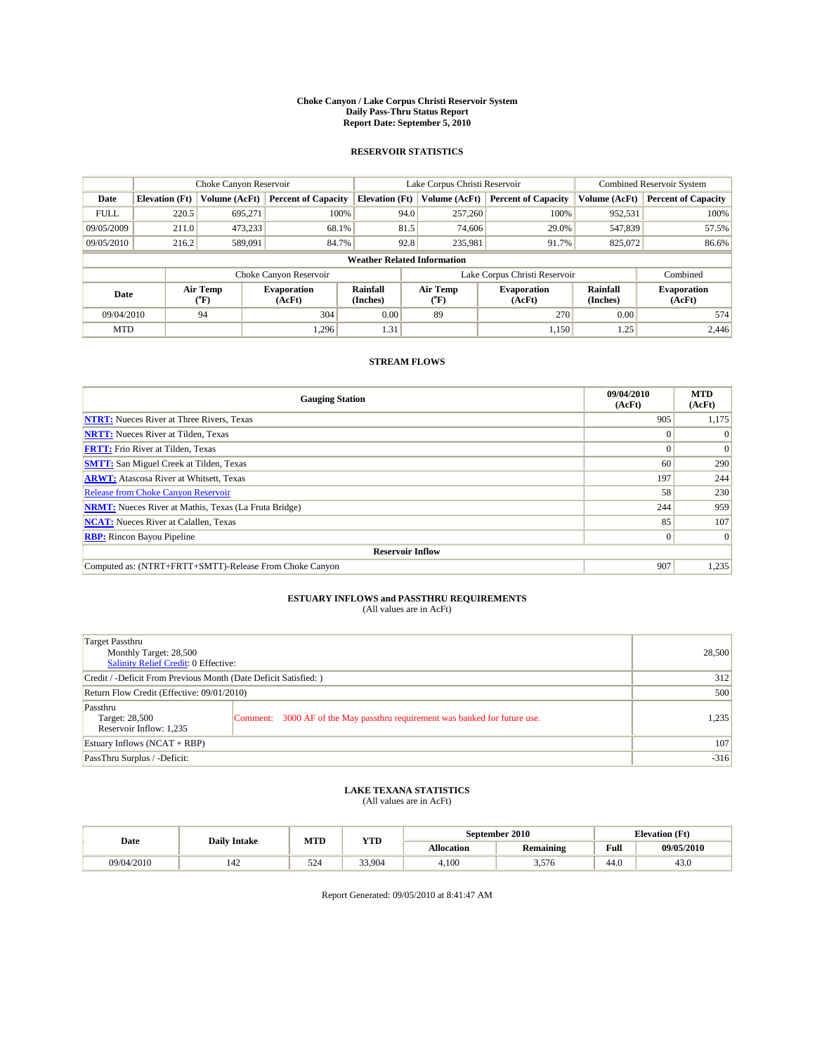# Choke Canyon / Lake Corpus Christi Reservoir System
## Daily Pass-Thru Status Report
### Report Date: September 5, 2010

## RESERVOIR STATISTICS

| | Choke Canyon Reservoir | | | Lake Corpus Christi Reservoir | | | Combined Reservoir System | |
|---|---|---|---|---|---|---|---|---|
| Date | Elevation (Ft) | Volume (AcFt) | Percent of Capacity | Elevation (Ft) | Volume (AcFt) | Percent of Capacity | Volume (AcFt) | Percent of Capacity |
| FULL | 220.5 | 695,271 | 100% | 94.0 | 257,260 | 100% | 952,531 | 100% |
| 09/05/2009 | 211.0 | 473,233 | 68.1% | 81.5 | 74,606 | 29.0% | 547,839 | 57.5% |
| 09/05/2010 | 216.2 | 589,091 | 84.7% | 92.8 | 235,981 | 91.7% | 825,072 | 86.6% |

**Weather Related Information**

| | Choke Canyon Reservoir | | | Lake Corpus Christi Reservoir | | | Combined |
|---|---|---|---|---|---|---|---|
| Date | Air Temp (°F) | Evaporation (AcFt) | Rainfall (Inches) | Air Temp (°F) | Evaporation (AcFt) | Rainfall (Inches) | Evaporation (AcFt) |
| 09/04/2010 | 94 | 304 | 0.00 | 89 | 270 | 0.00 | 574 |
| MTD | | 1,296 | 1.31 | | 1,150 | 1.25 | 2,446 |

## STREAM FLOWS

| Gauging Station | 09/04/2010 (AcFt) | MTD (AcFt) |
|---|---|---|
| NTRT: Nueces River at Three Rivers, Texas | 905 | 1,175 |
| NRTT: Nueces River at Tilden, Texas | 0 | 0 |
| FRTT: Frio River at Tilden, Texas | 0 | 0 |
| SMTT: San Miguel Creek at Tilden, Texas | 60 | 290 |
| ARWT: Atascosa River at Whitsett, Texas | 197 | 244 |
| Release from Choke Canyon Reservoir | 58 | 230 |
| NRMT: Nueces River at Mathis, Texas (La Fruta Bridge) | 244 | 959 |
| NCAT: Nueces River at Calallen, Texas | 85 | 107 |
| RBP: Rincon Bayou Pipeline | 0 | 0 |
| **Reservoir Inflow** | | |
| Computed as: (NTRT+FRTT+SMTT)-Release From Choke Canyon | 907 | 1,235 |

## ESTUARY INFLOWS and PASSTHRU REQUIREMENTS
(All values are in AcFt)

| | | |
|---|---|---|
| Target Passthru<br>Monthly Target: 28,500<br>Salinity Relief Credit: 0 Effective: | | 28,500 |
| Credit / -Deficit From Previous Month (Date Deficit Satisfied: ) | | 312 |
| Return Flow Credit (Effective: 09/01/2010) | | 500 |
| Passthru<br>Target: 28,500<br>Reservoir Inflow: 1,235 | Comment: 3000 AF of the May passthru requirement was banked for future use. | 1,235 |
| Estuary Inflows (NCAT + RBP) | | 107 |
| PassThru Surplus / -Deficit: | | -316 |

## LAKE TEXANA STATISTICS
(All values are in AcFt)

| Date | Daily Intake | MTD | YTD | September 2010 | | Elevation (Ft) | |
|---|---|---|---|---|---|---|---|
| | | | | Allocation | Remaining | Full | 09/05/2010 |
| 09/04/2010 | 142 | 524 | 33,904 | 4,100 | 3,576 | 44.0 | 43.0 |

Report Generated: 09/05/2010 at 8:41:47 AM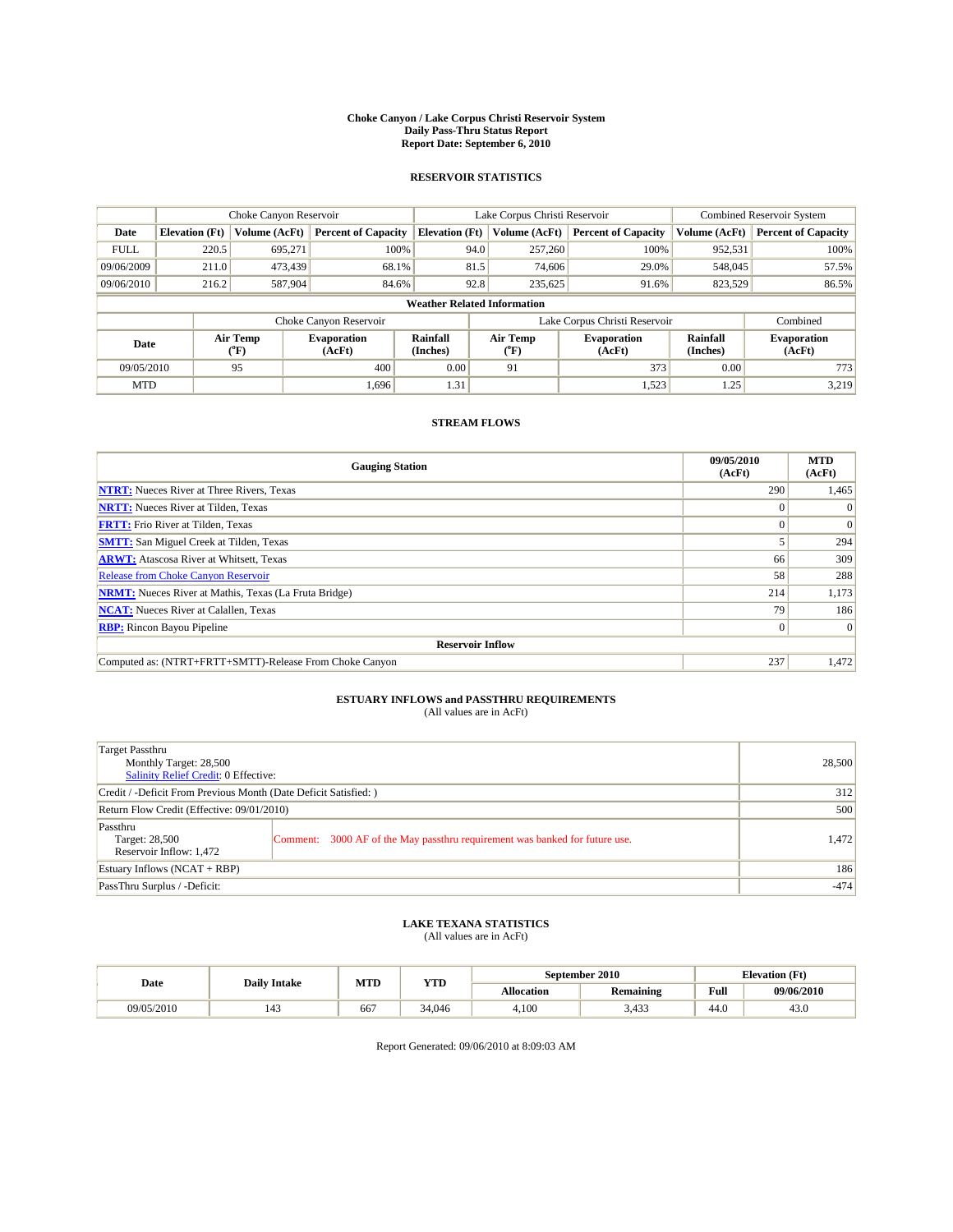# Choke Canyon / Lake Corpus Christi Reservoir System
## Daily Pass-Thru Status Report
### Report Date: September 6, 2010

## RESERVOIR STATISTICS

| | Choke Canyon Reservoir | | | Lake Corpus Christi Reservoir | | | Combined Reservoir System | |
|---|---|---|---|---|---|---|---|---|
| Date | Elevation (Ft) | Volume (AcFt) | Percent of Capacity | Elevation (Ft) | Volume (AcFt) | Percent of Capacity | Volume (AcFt) | Percent of Capacity |
| FULL | 220.5 | 695,271 | 100% | 94.0 | 257,260 | 100% | 952,531 | 100% |
| 09/06/2009 | 211.0 | 473,439 | 68.1% | 81.5 | 74,606 | 29.0% | 548,045 | 57.5% |
| 09/06/2010 | 216.2 | 587,904 | 84.6% | 92.8 | 235,625 | 91.6% | 823,529 | 86.5% |

### Weather Related Information

| | Choke Canyon Reservoir | | | Lake Corpus Christi Reservoir | | | Combined |
|---|---|---|---|---|---|---|---|
| Date | Air Temp (°F) | Evaporation (AcFt) | Rainfall (Inches) | Air Temp (°F) | Evaporation (AcFt) | Rainfall (Inches) | Evaporation (AcFt) |
| 09/05/2010 | 95 | 400 | 0.00 | 91 | 373 | 0.00 | 773 |
| MTD | | 1,696 | 1.31 | | 1,523 | 1.25 | 3,219 |

## STREAM FLOWS

| Gauging Station | 09/05/2010 (AcFt) | MTD (AcFt) |
|---|---|---|
| **NTRT:** Nueces River at Three Rivers, Texas | 290 | 1,465 |
| **NRTT:** Nueces River at Tilden, Texas | 0 | 0 |
| **FRTT:** Frio River at Tilden, Texas | 0 | 0 |
| **SMTT:** San Miguel Creek at Tilden, Texas | 5 | 294 |
| **ARWT:** Atascosa River at Whitsett, Texas | 66 | 309 |
| Release from Choke Canyon Reservoir | 58 | 288 |
| **NRMT:** Nueces River at Mathis, Texas (La Fruta Bridge) | 214 | 1,173 |
| **NCAT:** Nueces River at Calallen, Texas | 79 | 186 |
| **RBP:** Rincon Bayou Pipeline | 0 | 0 |
| **Reservoir Inflow** | | |
| Computed as: (NTRT+FRTT+SMTT)-Release From Choke Canyon | 237 | 1,472 |

## ESTUARY INFLOWS and PASSTHRU REQUIREMENTS
(All values are in AcFt)

| | |
|---|---|
| Target Passthru<br>Monthly Target: 28,500<br>Salinity Relief Credit: 0 Effective: | 28,500 |
| Credit / -Deficit From Previous Month (Date Deficit Satisfied: ) | 312 |
| Return Flow Credit (Effective: 09/01/2010) | 500 |
| Passthru<br>Target: 28,500<br>Reservoir Inflow: 1,472<br>Comment: 3000 AF of the May passthru requirement was banked for future use. | 1,472 |
| Estuary Inflows (NCAT + RBP) | 186 |
| PassThru Surplus / -Deficit: | -474 |

## LAKE TEXANA STATISTICS
(All values are in AcFt)

| Date | Daily Intake | MTD | YTD | September 2010 | | Elevation (Ft) | |
|---|---|---|---|---|---|---|---|
| | | | | Allocation | Remaining | Full | 09/06/2010 |
| 09/05/2010 | 143 | 667 | 34,046 | 4,100 | 3,433 | 44.0 | 43.0 |

Report Generated: 09/06/2010 at 8:09:03 AM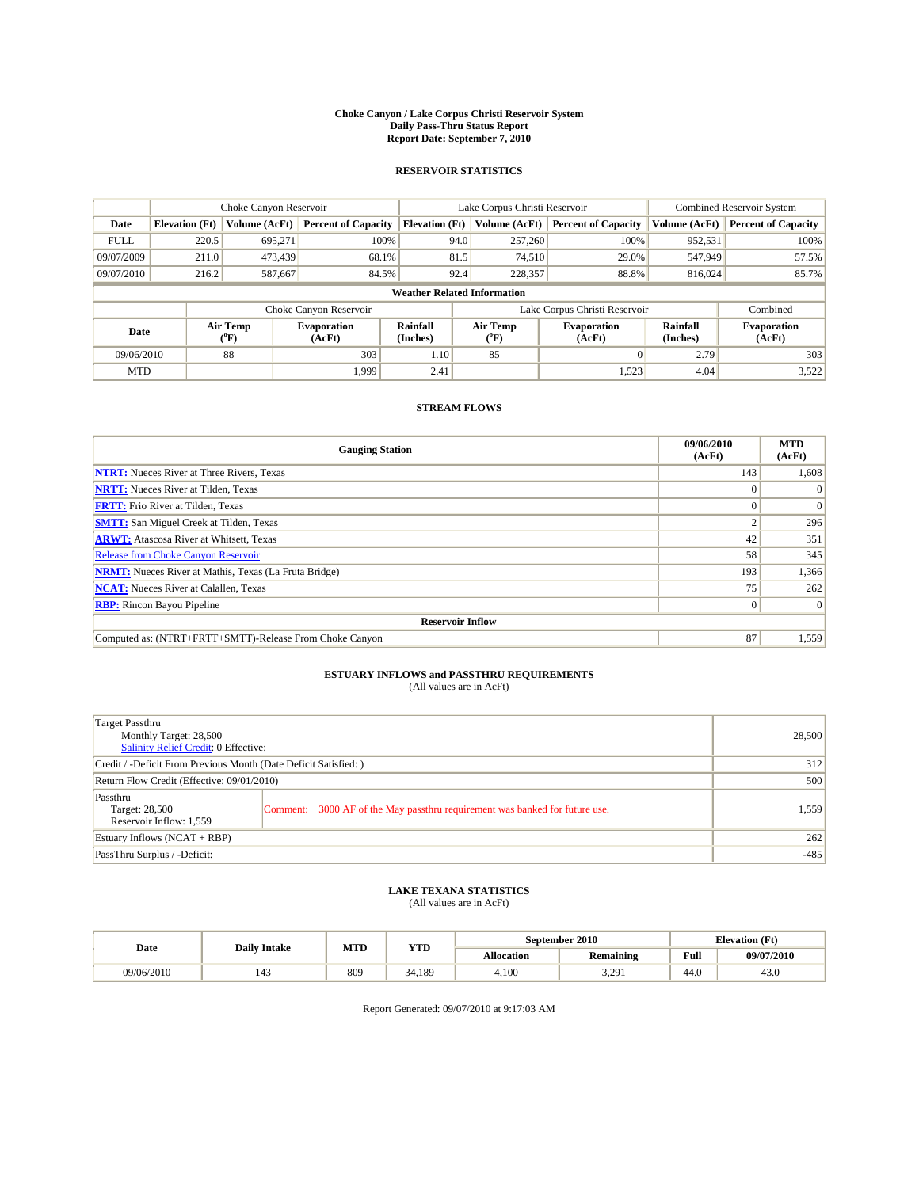# Choke Canyon / Lake Corpus Christi Reservoir System
## Daily Pass-Thru Status Report
### Report Date: September 7, 2010

## RESERVOIR STATISTICS

| | Choke Canyon Reservoir | | | Lake Corpus Christi Reservoir | | | Combined Reservoir System | |
|---|---|---|---|---|---|---|---|---|
| Date | Elevation (Ft) | Volume (AcFt) | Percent of Capacity | Elevation (Ft) | Volume (AcFt) | Percent of Capacity | Volume (AcFt) | Percent of Capacity |
| FULL | 220.5 | 695,271 | 100% | 94.0 | 257,260 | 100% | 952,531 | 100% |
| 09/07/2009 | 211.0 | 473,439 | 68.1% | 81.5 | 74,510 | 29.0% | 547,949 | 57.5% |
| 09/07/2010 | 216.2 | 587,667 | 84.5% | 92.4 | 228,357 | 88.8% | 816,024 | 85.7% |

**Weather Related Information**

| | Choke Canyon Reservoir | | | Lake Corpus Christi Reservoir | | | Combined |
|---|---|---|---|---|---|---|---|
| Date | Air Temp (°F) | Evaporation (AcFt) | Rainfall (Inches) | Air Temp (°F) | Evaporation (AcFt) | Rainfall (Inches) | Evaporation (AcFt) |
| 09/06/2010 | 88 | 303 | 1.10 | 85 | 0 | 2.79 | 303 |
| MTD | | 1,999 | 2.41 | | 1,523 | 4.04 | 3,522 |

## STREAM FLOWS

| Gauging Station | 09/06/2010 (AcFt) | MTD (AcFt) |
|---|---|---|
| NTRT: Nueces River at Three Rivers, Texas | 143 | 1,608 |
| NRTT: Nueces River at Tilden, Texas | 0 | 0 |
| FRTT: Frio River at Tilden, Texas | 0 | 0 |
| SMTT: San Miguel Creek at Tilden, Texas | 2 | 296 |
| ARWT: Atascosa River at Whitsett, Texas | 42 | 351 |
| Release from Choke Canyon Reservoir | 58 | 345 |
| NRMT: Nueces River at Mathis, Texas (La Fruta Bridge) | 193 | 1,366 |
| NCAT: Nueces River at Calallen, Texas | 75 | 262 |
| RBP: Rincon Bayou Pipeline | 0 | 0 |
| **Reservoir Inflow** | | |
| Computed as: (NTRT+FRTT+SMTT)-Release From Choke Canyon | 87 | 1,559 |

## ESTUARY INFLOWS and PASSTHRU REQUIREMENTS
(All values are in AcFt)

| | | |
|---|---|---|
| Target Passthru<br>Monthly Target: 28,500<br>Salinity Relief Credit: 0 Effective: | | 28,500 |
| Credit / -Deficit From Previous Month (Date Deficit Satisfied: ) | | 312 |
| Return Flow Credit (Effective: 09/01/2010) | | 500 |
| Passthru<br>Target: 28,500<br>Reservoir Inflow: 1,559 | Comment: 3000 AF of the May passthru requirement was banked for future use. | 1,559 |
| Estuary Inflows (NCAT + RBP) | | 262 |
| PassThru Surplus / -Deficit: | | -485 |

## LAKE TEXANA STATISTICS
(All values are in AcFt)

| Date | Daily Intake | MTD | YTD | September 2010 | | Elevation (Ft) | |
|---|---|---|---|---|---|---|---|
| | | | | Allocation | Remaining | Full | 09/07/2010 |
| 09/06/2010 | 143 | 809 | 34,189 | 4,100 | 3,291 | 44.0 | 43.0 |

Report Generated: 09/07/2010 at 9:17:03 AM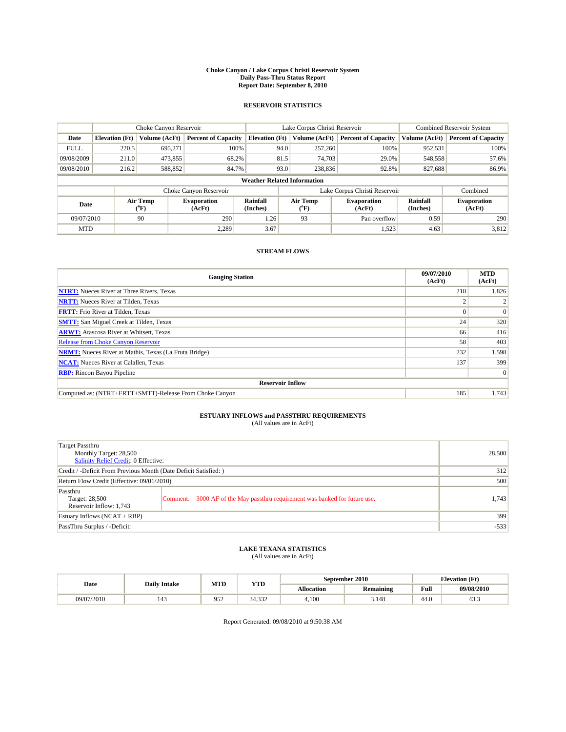# Choke Canyon / Lake Corpus Christi Reservoir System
## Daily Pass-Thru Status Report
### Report Date: September 8, 2010

## RESERVOIR STATISTICS

| | Choke Canyon Reservoir | | | Lake Corpus Christi Reservoir | | | Combined Reservoir System | |
|---|---|---|---|---|---|---|---|---|
| **Date** | **Elevation (Ft)** | **Volume (AcFt)** | **Percent of Capacity** | **Elevation (Ft)** | **Volume (AcFt)** | **Percent of Capacity** | **Volume (AcFt)** | **Percent of Capacity** |
| FULL | 220.5 | 695,271 | 100% | 94.0 | 257,260 | 100% | 952,531 | 100% |
| 09/08/2009 | 211.0 | 473,855 | 68.2% | 81.5 | 74,703 | 29.0% | 548,558 | 57.6% |
| 09/08/2010 | 216.2 | 588,852 | 84.7% | 93.0 | 238,836 | 92.8% | 827,688 | 86.9% |

**Weather Related Information**

| | Choke Canyon Reservoir | | | Lake Corpus Christi Reservoir | | | Combined |
|---|---|---|---|---|---|---|---|
| **Date** | **Air Temp (°F)** | **Evaporation (AcFt)** | **Rainfall (Inches)** | **Air Temp (°F)** | **Evaporation (AcFt)** | **Rainfall (Inches)** | **Evaporation (AcFt)** |
| 09/07/2010 | 90 | 290 | 1.26 | 93 | Pan overflow | 0.59 | 290 |
| MTD | | 2,289 | 3.67 | | 1,523 | 4.63 | 3,812 |

## STREAM FLOWS

| Gauging Station | 09/07/2010 (AcFt) | MTD (AcFt) |
|---|---|---|
| **NTRT:** Nueces River at Three Rivers, Texas | 218 | 1,826 |
| **NRTT:** Nueces River at Tilden, Texas | 2 | 2 |
| **FRTT:** Frio River at Tilden, Texas | 0 | 0 |
| **SMTT:** San Miguel Creek at Tilden, Texas | 24 | 320 |
| **ARWT:** Atascosa River at Whitsett, Texas | 66 | 416 |
| Release from Choke Canyon Reservoir | 58 | 403 |
| **NRMT:** Nueces River at Mathis, Texas (La Fruta Bridge) | 232 | 1,598 |
| **NCAT:** Nueces River at Calallen, Texas | 137 | 399 |
| **RBP:** Rincon Bayou Pipeline | | 0 |
| **Reservoir Inflow** | | |
| Computed as: (NTRT+FRTT+SMTT)-Release From Choke Canyon | 185 | 1,743 |

## ESTUARY INFLOWS and PASSTHRU REQUIREMENTS
(All values are in AcFt)

| | | |
|---|---|---|
| Target Passthru<br>Monthly Target: 28,500<br>Salinity Relief Credit: 0 Effective: | | 28,500 |
| Credit / -Deficit From Previous Month (Date Deficit Satisfied: ) | | 312 |
| Return Flow Credit (Effective: 09/01/2010) | | 500 |
| Passthru<br>Target: 28,500<br>Reservoir Inflow: 1,743 | Comment: 3000 AF of the May passthru requirement was banked for future use. | 1,743 |
| Estuary Inflows (NCAT + RBP) | | 399 |
| PassThru Surplus / -Deficit: | | -533 |

## LAKE TEXANA STATISTICS
(All values are in AcFt)

| Date | Daily Intake | MTD | YTD | September 2010 | | Elevation (Ft) | |
|---|---|---|---|---|---|---|---|
| | | | | **Allocation** | **Remaining** | **Full** | **09/08/2010** |
| 09/07/2010 | 143 | 952 | 34,332 | 4,100 | 3,148 | 44.0 | 43.3 |

Report Generated: 09/08/2010 at 9:50:38 AM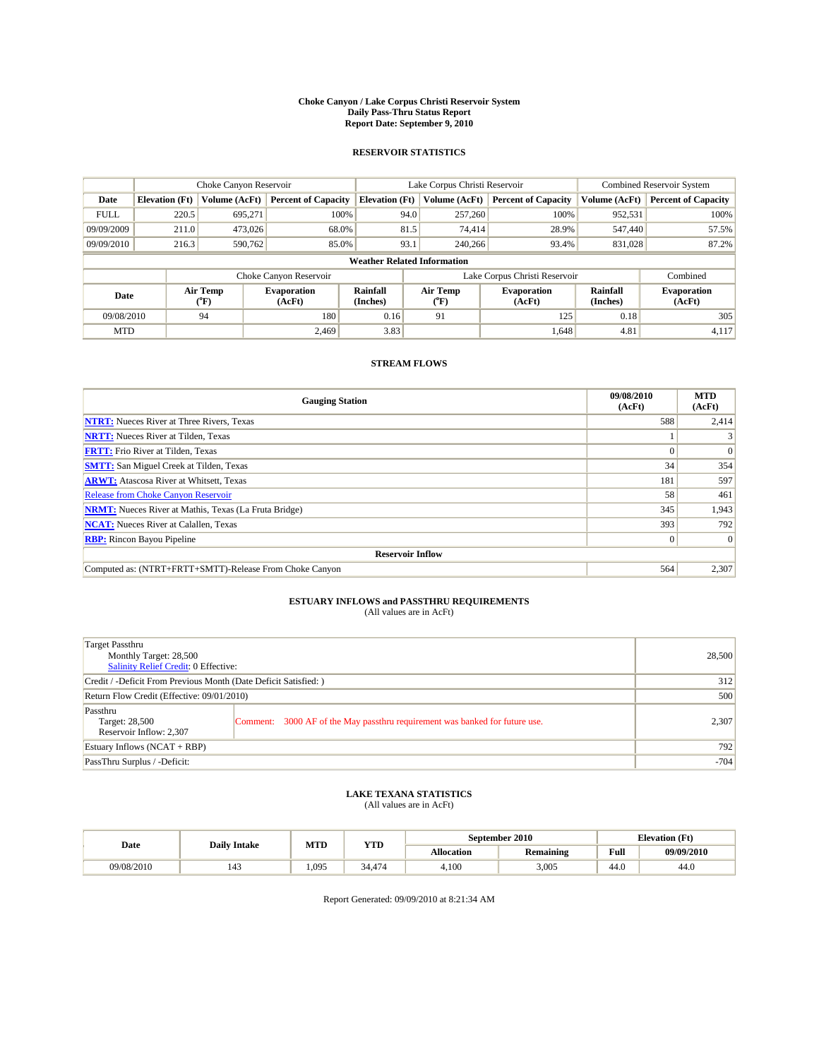# Choke Canyon / Lake Corpus Christi Reservoir System
## Daily Pass-Thru Status Report
## Report Date: September 9, 2010

### RESERVOIR STATISTICS

| | Choke Canyon Reservoir | | | Lake Corpus Christi Reservoir | | | Combined Reservoir System | |
|---|---|---|---|---|---|---|---|---|
| Date | Elevation (Ft) | Volume (AcFt) | Percent of Capacity | Elevation (Ft) | Volume (AcFt) | Percent of Capacity | Volume (AcFt) | Percent of Capacity |
| FULL | 220.5 | 695,271 | 100% | 94.0 | 257,260 | 100% | 952,531 | 100% |
| 09/09/2009 | 211.0 | 473,026 | 68.0% | 81.5 | 74,414 | 28.9% | 547,440 | 57.5% |
| 09/09/2010 | 216.3 | 590,762 | 85.0% | 93.1 | 240,266 | 93.4% | 831,028 | 87.2% |

**Weather Related Information**

| | Choke Canyon Reservoir | | | Lake Corpus Christi Reservoir | | | Combined |
|---|---|---|---|---|---|---|---|
| Date | Air Temp (°F) | Evaporation (AcFt) | Rainfall (Inches) | Air Temp (°F) | Evaporation (AcFt) | Rainfall (Inches) | Evaporation (AcFt) |
| 09/08/2010 | 94 | 180 | 0.16 | 91 | 125 | 0.18 | 305 |
| MTD | | 2,469 | 3.83 | | 1,648 | 4.81 | 4,117 |

### STREAM FLOWS

| Gauging Station | 09/08/2010 (AcFt) | MTD (AcFt) |
|---|---|---|
| **NTRT:** Nueces River at Three Rivers, Texas | 588 | 2,414 |
| **NRTT:** Nueces River at Tilden, Texas | 1 | 3 |
| **FRTT:** Frio River at Tilden, Texas | 0 | 0 |
| **SMTT:** San Miguel Creek at Tilden, Texas | 34 | 354 |
| **ARWT:** Atascosa River at Whitsett, Texas | 181 | 597 |
| Release from Choke Canyon Reservoir | 58 | 461 |
| **NRMT:** Nueces River at Mathis, Texas (La Fruta Bridge) | 345 | 1,943 |
| **NCAT:** Nueces River at Calallen, Texas | 393 | 792 |
| **RBP:** Rincon Bayou Pipeline | 0 | 0 |
| **Reservoir Inflow** | | |
| Computed as: (NTRT+FRTT+SMTT)-Release From Choke Canyon | 564 | 2,307 |

### ESTUARY INFLOWS and PASSTHRU REQUIREMENTS
(All values are in AcFt)

| | | |
|---|---|---|
| Target Passthru<br>Monthly Target: 28,500<br>Salinity Relief Credit: 0 Effective: | | 28,500 |
| Credit / -Deficit From Previous Month (Date Deficit Satisfied: ) | | 312 |
| Return Flow Credit (Effective: 09/01/2010) | | 500 |
| Passthru<br>Target: 28,500<br>Reservoir Inflow: 2,307 | Comment: 3000 AF of the May passthru requirement was banked for future use. | 2,307 |
| Estuary Inflows (NCAT + RBP) | | 792 |
| PassThru Surplus / -Deficit: | | -704 |

### LAKE TEXANA STATISTICS
(All values are in AcFt)

| Date | Daily Intake | MTD | YTD | September 2010 | | Elevation (Ft) | |
|---|---|---|---|---|---|---|---|
| | | | | Allocation | Remaining | Full | 09/09/2010 |
| 09/08/2010 | 143 | 1,095 | 34,474 | 4,100 | 3,005 | 44.0 | 44.0 |

Report Generated: 09/09/2010 at 8:21:34 AM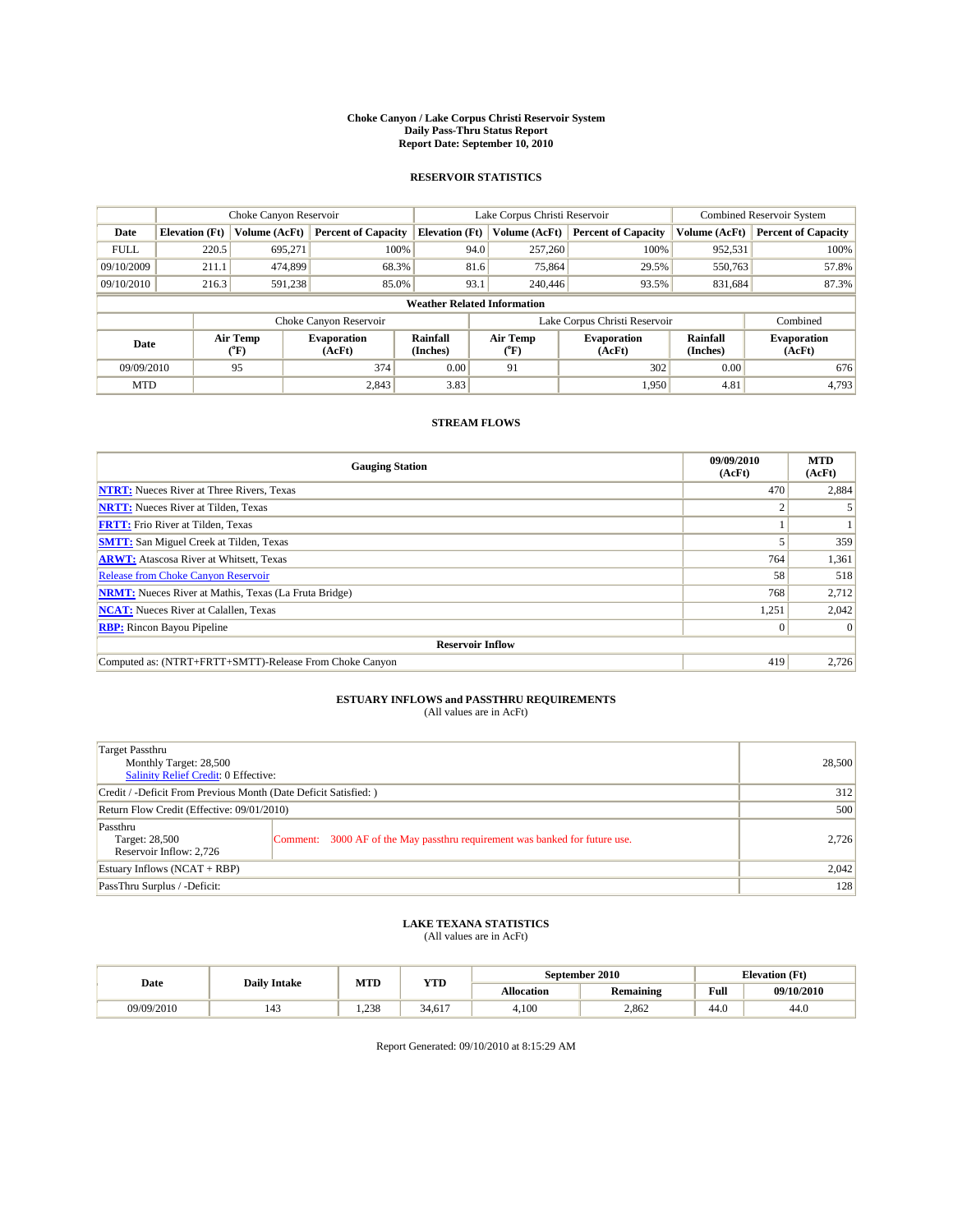# Choke Canyon / Lake Corpus Christi Reservoir System
## Daily Pass-Thru Status Report
### Report Date: September 10, 2010

## RESERVOIR STATISTICS

| | Choke Canyon Reservoir | | | Lake Corpus Christi Reservoir | | | Combined Reservoir System | |
|---|---|---|---|---|---|---|---|---|
| Date | Elevation (Ft) | Volume (AcFt) | Percent of Capacity | Elevation (Ft) | Volume (AcFt) | Percent of Capacity | Volume (AcFt) | Percent of Capacity |
| FULL | 220.5 | 695,271 | 100% | 94.0 | 257,260 | 100% | 952,531 | 100% |
| 09/10/2009 | 211.1 | 474,899 | 68.3% | 81.6 | 75,864 | 29.5% | 550,763 | 57.8% |
| 09/10/2010 | 216.3 | 591,238 | 85.0% | 93.1 | 240,446 | 93.5% | 831,684 | 87.3% |

**Weather Related Information**

| | Choke Canyon Reservoir | | | Lake Corpus Christi Reservoir | | | Combined |
|---|---|---|---|---|---|---|---|
| Date | Air Temp (°F) | Evaporation (AcFt) | Rainfall (Inches) | Air Temp (°F) | Evaporation (AcFt) | Rainfall (Inches) | Evaporation (AcFt) |
| 09/09/2010 | 95 | 374 | 0.00 | 91 | 302 | 0.00 | 676 |
| MTD | | 2,843 | 3.83 | | 1,950 | 4.81 | 4,793 |

## STREAM FLOWS

| Gauging Station | 09/09/2010 (AcFt) | MTD (AcFt) |
|---|---|---|
| NTRT: Nueces River at Three Rivers, Texas | 470 | 2,884 |
| NRTT: Nueces River at Tilden, Texas | 2 | 5 |
| FRTT: Frio River at Tilden, Texas | 1 | 1 |
| SMTT: San Miguel Creek at Tilden, Texas | 5 | 359 |
| ARWT: Atascosa River at Whitsett, Texas | 764 | 1,361 |
| Release from Choke Canyon Reservoir | 58 | 518 |
| NRMT: Nueces River at Mathis, Texas (La Fruta Bridge) | 768 | 2,712 |
| NCAT: Nueces River at Calallen, Texas | 1,251 | 2,042 |
| RBP: Rincon Bayou Pipeline | 0 | 0 |
| **Reservoir Inflow** | | |
| Computed as: (NTRT+FRTT+SMTT)-Release From Choke Canyon | 419 | 2,726 |

## ESTUARY INFLOWS and PASSTHRU REQUIREMENTS
(All values are in AcFt)

| | | |
|---|---|---|
| Target Passthru<br>Monthly Target: 28,500<br>Salinity Relief Credit: 0 Effective: | | 28,500 |
| Credit / -Deficit From Previous Month (Date Deficit Satisfied: ) | | 312 |
| Return Flow Credit (Effective: 09/01/2010) | | 500 |
| Passthru<br>Target: 28,500<br>Reservoir Inflow: 2,726 | Comment: 3000 AF of the May passthru requirement was banked for future use. | 2,726 |
| Estuary Inflows (NCAT + RBP) | | 2,042 |
| PassThru Surplus / -Deficit: | | 128 |

## LAKE TEXANA STATISTICS
(All values are in AcFt)

| Date | Daily Intake | MTD | YTD | September 2010 | | Elevation (Ft) | |
|---|---|---|---|---|---|---|---|
| | | | | Allocation | Remaining | Full | 09/10/2010 |
| 09/09/2010 | 143 | 1,238 | 34,617 | 4,100 | 2,862 | 44.0 | 44.0 |

Report Generated: 09/10/2010 at 8:15:29 AM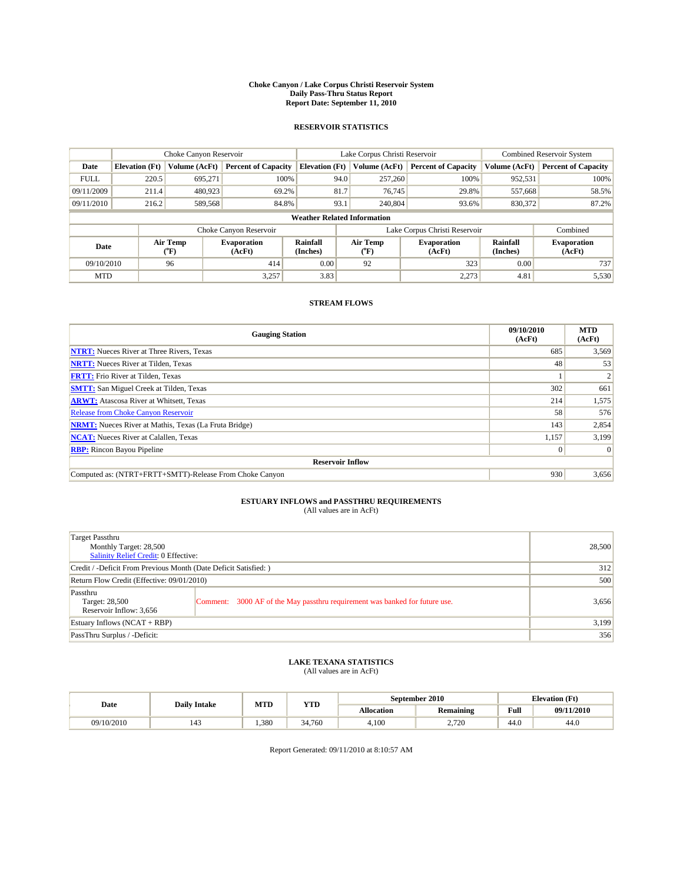# Choke Canyon / Lake Corpus Christi Reservoir System
## Daily Pass-Thru Status Report
## Report Date: September 11, 2010

### RESERVOIR STATISTICS

| | Choke Canyon Reservoir | | | Lake Corpus Christi Reservoir | | | Combined Reservoir System | |
|---|---|---|---|---|---|---|---|---|
| Date | Elevation (Ft) | Volume (AcFt) | Percent of Capacity | Elevation (Ft) | Volume (AcFt) | Percent of Capacity | Volume (AcFt) | Percent of Capacity |
| FULL | 220.5 | 695,271 | 100% | 94.0 | 257,260 | 100% | 952,531 | 100% |
| 09/11/2009 | 211.4 | 480,923 | 69.2% | 81.7 | 76,745 | 29.8% | 557,668 | 58.5% |
| 09/11/2010 | 216.2 | 589,568 | 84.8% | 93.1 | 240,804 | 93.6% | 830,372 | 87.2% |

**Weather Related Information**

| | Choke Canyon Reservoir | | | Lake Corpus Christi Reservoir | | | Combined |
|---|---|---|---|---|---|---|---|
| Date | Air Temp (°F) | Evaporation (AcFt) | Rainfall (Inches) | Air Temp (°F) | Evaporation (AcFt) | Rainfall (Inches) | Evaporation (AcFt) |
| 09/10/2010 | 96 | 414 | 0.00 | 92 | 323 | 0.00 | 737 |
| MTD | | 3,257 | 3.83 | | 2,273 | 4.81 | 5,530 |

### STREAM FLOWS

| Gauging Station | 09/10/2010 (AcFt) | MTD (AcFt) |
|---|---|---|
| **NTRT:** Nueces River at Three Rivers, Texas | 685 | 3,569 |
| **NRTT:** Nueces River at Tilden, Texas | 48 | 53 |
| **FRTT:** Frio River at Tilden, Texas | 1 | 2 |
| **SMTT:** San Miguel Creek at Tilden, Texas | 302 | 661 |
| **ARWT:** Atascosa River at Whitsett, Texas | 214 | 1,575 |
| Release from Choke Canyon Reservoir | 58 | 576 |
| **NRMT:** Nueces River at Mathis, Texas (La Fruta Bridge) | 143 | 2,854 |
| **NCAT:** Nueces River at Calallen, Texas | 1,157 | 3,199 |
| **RBP:** Rincon Bayou Pipeline | 0 | 0 |
| **Reservoir Inflow** | | |
| Computed as: (NTRT+FRTT+SMTT)-Release From Choke Canyon | 930 | 3,656 |

### ESTUARY INFLOWS and PASSTHRU REQUIREMENTS
(All values are in AcFt)

| | |
|---|---|
| Target Passthru<br>Monthly Target: 28,500<br>Salinity Relief Credit: 0 Effective: | 28,500 |
| Credit / -Deficit From Previous Month (Date Deficit Satisfied: ) | 312 |
| Return Flow Credit (Effective: 09/01/2010) | 500 |
| Passthru<br>Target: 28,500<br>Reservoir Inflow: 3,656<br>Comment: 3000 AF of the May passthru requirement was banked for future use. | 3,656 |
| Estuary Inflows (NCAT + RBP) | 3,199 |
| PassThru Surplus / -Deficit: | 356 |

### LAKE TEXANA STATISTICS
(All values are in AcFt)

| Date | Daily Intake | MTD | YTD | September 2010 | | Elevation (Ft) | |
|---|---|---|---|---|---|---|---|
| | | | | Allocation | Remaining | Full | 09/11/2010 |
| 09/10/2010 | 143 | 1,380 | 34,760 | 4,100 | 2,720 | 44.0 | 44.0 |

Report Generated: 09/11/2010 at 8:10:57 AM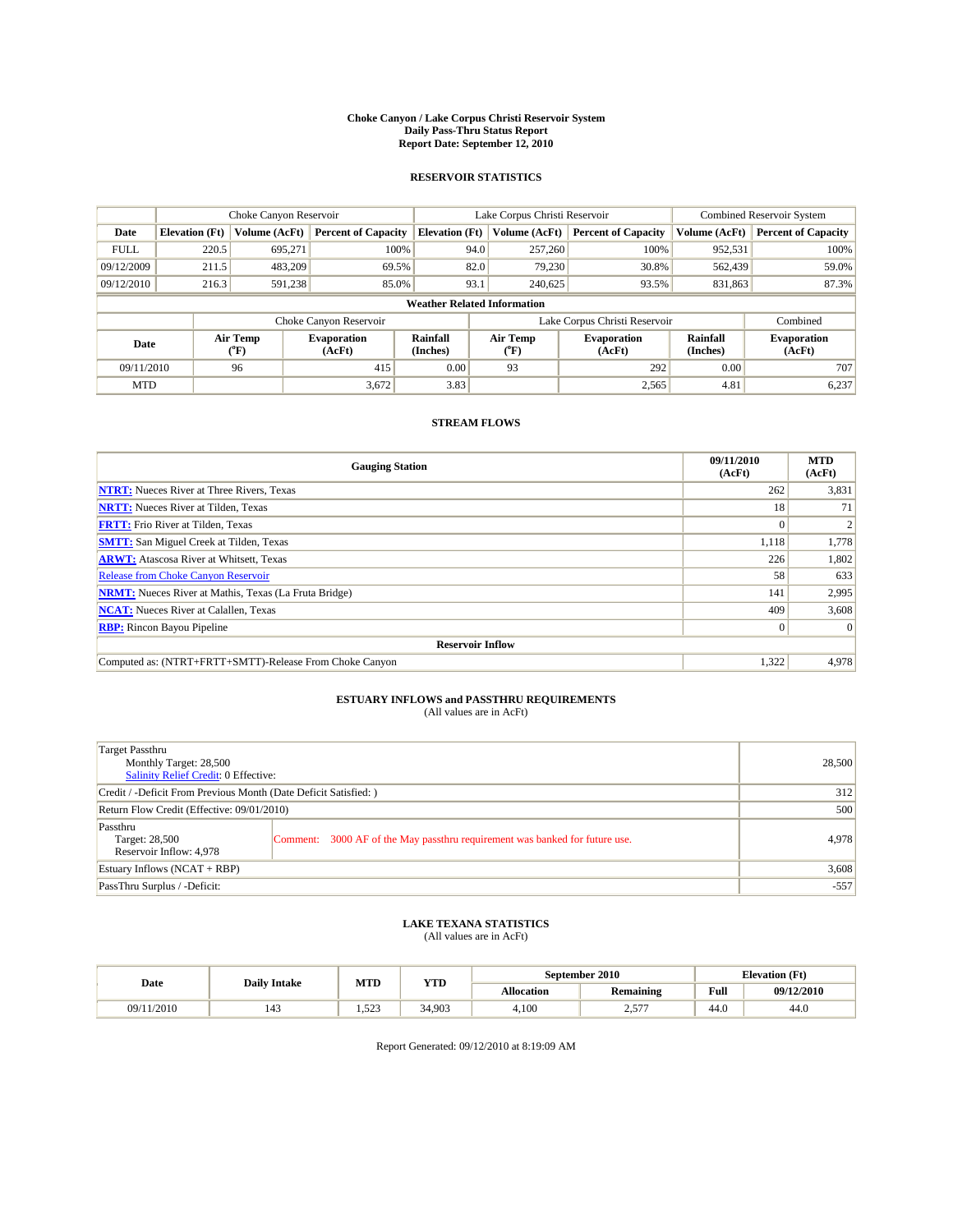# Choke Canyon / Lake Corpus Christi Reservoir System
## Daily Pass-Thru Status Report
### Report Date: September 12, 2010

## RESERVOIR STATISTICS

| | Choke Canyon Reservoir | | | Lake Corpus Christi Reservoir | | | Combined Reservoir System | |
|---|---|---|---|---|---|---|---|---|
| Date | Elevation (Ft) | Volume (AcFt) | Percent of Capacity | Elevation (Ft) | Volume (AcFt) | Percent of Capacity | Volume (AcFt) | Percent of Capacity |
| FULL | 220.5 | 695,271 | 100% | 94.0 | 257,260 | 100% | 952,531 | 100% |
| 09/12/2009 | 211.5 | 483,209 | 69.5% | 82.0 | 79,230 | 30.8% | 562,439 | 59.0% |
| 09/12/2010 | 216.3 | 591,238 | 85.0% | 93.1 | 240,625 | 93.5% | 831,863 | 87.3% |

**Weather Related Information**

| | Choke Canyon Reservoir | | | Lake Corpus Christi Reservoir | | | Combined |
|---|---|---|---|---|---|---|---|
| Date | Air Temp (°F) | Evaporation (AcFt) | Rainfall (Inches) | Air Temp (°F) | Evaporation (AcFt) | Rainfall (Inches) | Evaporation (AcFt) |
| 09/11/2010 | 96 | 415 | 0.00 | 93 | 292 | 0.00 | 707 |
| MTD | | 3,672 | 3.83 | | 2,565 | 4.81 | 6,237 |

## STREAM FLOWS

| Gauging Station | 09/11/2010 (AcFt) | MTD (AcFt) |
|---|---|---|
| **NTRT:** Nueces River at Three Rivers, Texas | 262 | 3,831 |
| **NRTT:** Nueces River at Tilden, Texas | 18 | 71 |
| **FRTT:** Frio River at Tilden, Texas | 0 | 2 |
| **SMTT:** San Miguel Creek at Tilden, Texas | 1,118 | 1,778 |
| **ARWT:** Atascosa River at Whitsett, Texas | 226 | 1,802 |
| Release from Choke Canyon Reservoir | 58 | 633 |
| **NRMT:** Nueces River at Mathis, Texas (La Fruta Bridge) | 141 | 2,995 |
| **NCAT:** Nueces River at Calallen, Texas | 409 | 3,608 |
| **RBP:** Rincon Bayou Pipeline | 0 | 0 |
| **Reservoir Inflow** | | |
| Computed as: (NTRT+FRTT+SMTT)-Release From Choke Canyon | 1,322 | 4,978 |

## ESTUARY INFLOWS and PASSTHRU REQUIREMENTS
(All values are in AcFt)

| | | |
|---|---|---|
| Target Passthru<br>Monthly Target: 28,500<br>Salinity Relief Credit: 0 Effective: | | 28,500 |
| Credit / -Deficit From Previous Month (Date Deficit Satisfied: ) | | 312 |
| Return Flow Credit (Effective: 09/01/2010) | | 500 |
| Passthru<br>Target: 28,500<br>Reservoir Inflow: 4,978 | Comment: 3000 AF of the May passthru requirement was banked for future use. | 4,978 |
| Estuary Inflows (NCAT + RBP) | | 3,608 |
| PassThru Surplus / -Deficit: | | -557 |

## LAKE TEXANA STATISTICS
(All values are in AcFt)

| Date | Daily Intake | MTD | YTD | September 2010 | | Elevation (Ft) | |
|---|---|---|---|---|---|---|---|
| | | | | Allocation | Remaining | Full | 09/12/2010 |
| 09/11/2010 | 143 | 1,523 | 34,903 | 4,100 | 2,577 | 44.0 | 44.0 |

Report Generated: 09/12/2010 at 8:19:09 AM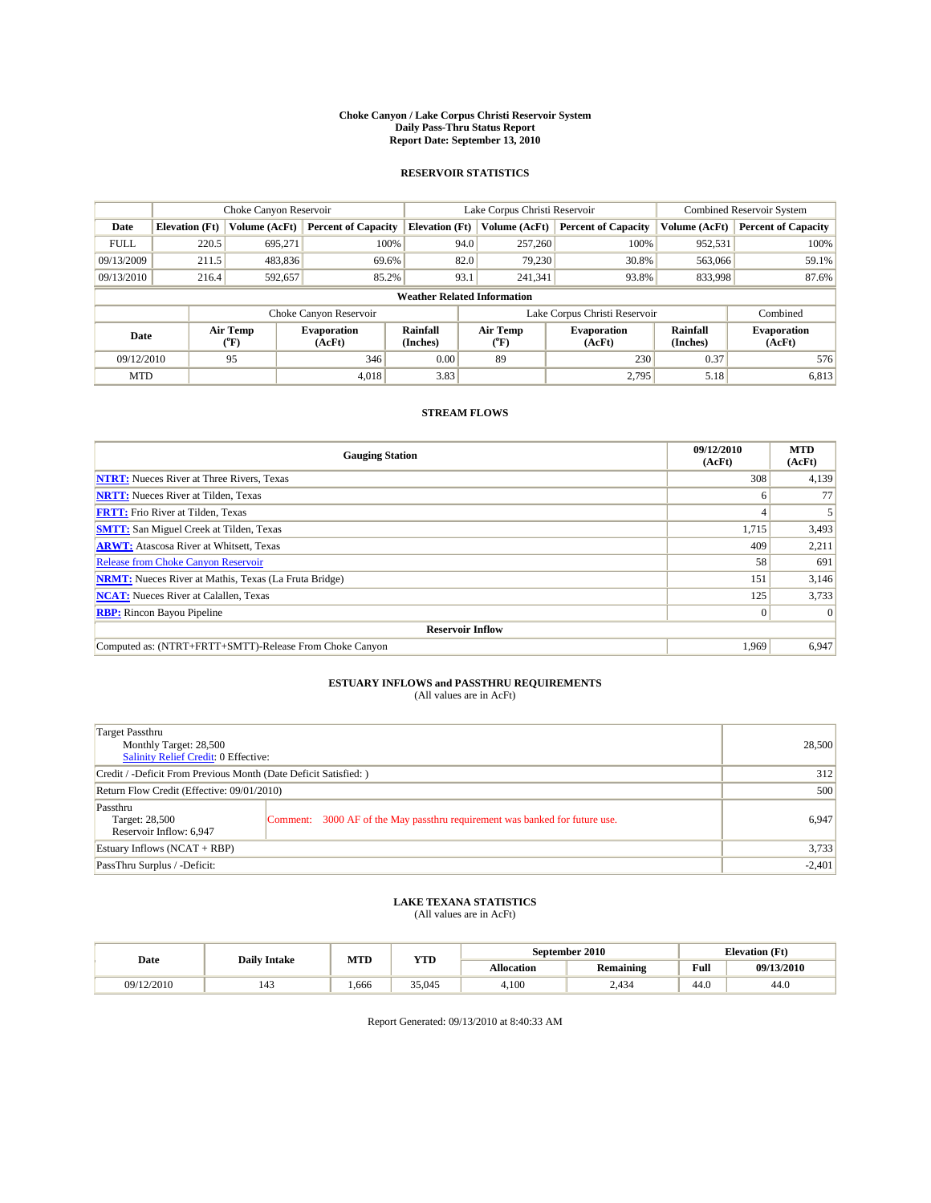# Choke Canyon / Lake Corpus Christi Reservoir System
## Daily Pass-Thru Status Report
### Report Date: September 13, 2010

## RESERVOIR STATISTICS

| | Choke Canyon Reservoir | | | Lake Corpus Christi Reservoir | | | Combined Reservoir System | |
|---|---|---|---|---|---|---|---|---|
| Date | Elevation (Ft) | Volume (AcFt) | Percent of Capacity | Elevation (Ft) | Volume (AcFt) | Percent of Capacity | Volume (AcFt) | Percent of Capacity |
| FULL | 220.5 | 695,271 | 100% | 94.0 | 257,260 | 100% | 952,531 | 100% |
| 09/13/2009 | 211.5 | 483,836 | 69.6% | 82.0 | 79,230 | 30.8% | 563,066 | 59.1% |
| 09/13/2010 | 216.4 | 592,657 | 85.2% | 93.1 | 241,341 | 93.8% | 833,998 | 87.6% |

**Weather Related Information**

| | Choke Canyon Reservoir | | | Lake Corpus Christi Reservoir | | | Combined |
|---|---|---|---|---|---|---|---|
| Date | Air Temp (°F) | Evaporation (AcFt) | Rainfall (Inches) | Air Temp (°F) | Evaporation (AcFt) | Rainfall (Inches) | Evaporation (AcFt) |
| 09/12/2010 | 95 | 346 | 0.00 | 89 | 230 | 0.37 | 576 |
| MTD | | 4,018 | 3.83 | | 2,795 | 5.18 | 6,813 |

## STREAM FLOWS

| Gauging Station | 09/12/2010 (AcFt) | MTD (AcFt) |
|---|---|---|
| NTRT: Nueces River at Three Rivers, Texas | 308 | 4,139 |
| NRTT: Nueces River at Tilden, Texas | 6 | 77 |
| FRTT: Frio River at Tilden, Texas | 4 | 5 |
| SMTT: San Miguel Creek at Tilden, Texas | 1,715 | 3,493 |
| ARWT: Atascosa River at Whitsett, Texas | 409 | 2,211 |
| Release from Choke Canyon Reservoir | 58 | 691 |
| NRMT: Nueces River at Mathis, Texas (La Fruta Bridge) | 151 | 3,146 |
| NCAT: Nueces River at Calallen, Texas | 125 | 3,733 |
| RBP: Rincon Bayou Pipeline | 0 | 0 |
| **Reservoir Inflow** | | |
| Computed as: (NTRT+FRTT+SMTT)-Release From Choke Canyon | 1,969 | 6,947 |

## ESTUARY INFLOWS and PASSTHRU REQUIREMENTS
(All values are in AcFt)

| | | |
|---|---|---|
| Target Passthru<br>Monthly Target: 28,500<br>Salinity Relief Credit: 0 Effective: | | 28,500 |
| Credit / -Deficit From Previous Month (Date Deficit Satisfied: ) | | 312 |
| Return Flow Credit (Effective: 09/01/2010) | | 500 |
| Passthru<br>Target: 28,500<br>Reservoir Inflow: 6,947 | Comment: 3000 AF of the May passthru requirement was banked for future use. | 6,947 |
| Estuary Inflows (NCAT + RBP) | | 3,733 |
| PassThru Surplus / -Deficit: | | -2,401 |

## LAKE TEXANA STATISTICS
(All values are in AcFt)

| Date | Daily Intake | MTD | YTD | September 2010 | | Elevation (Ft) | |
|---|---|---|---|---|---|---|---|
| | | | | Allocation | Remaining | Full | 09/13/2010 |
| 09/12/2010 | 143 | 1,666 | 35,045 | 4,100 | 2,434 | 44.0 | 44.0 |

Report Generated: 09/13/2010 at 8:40:33 AM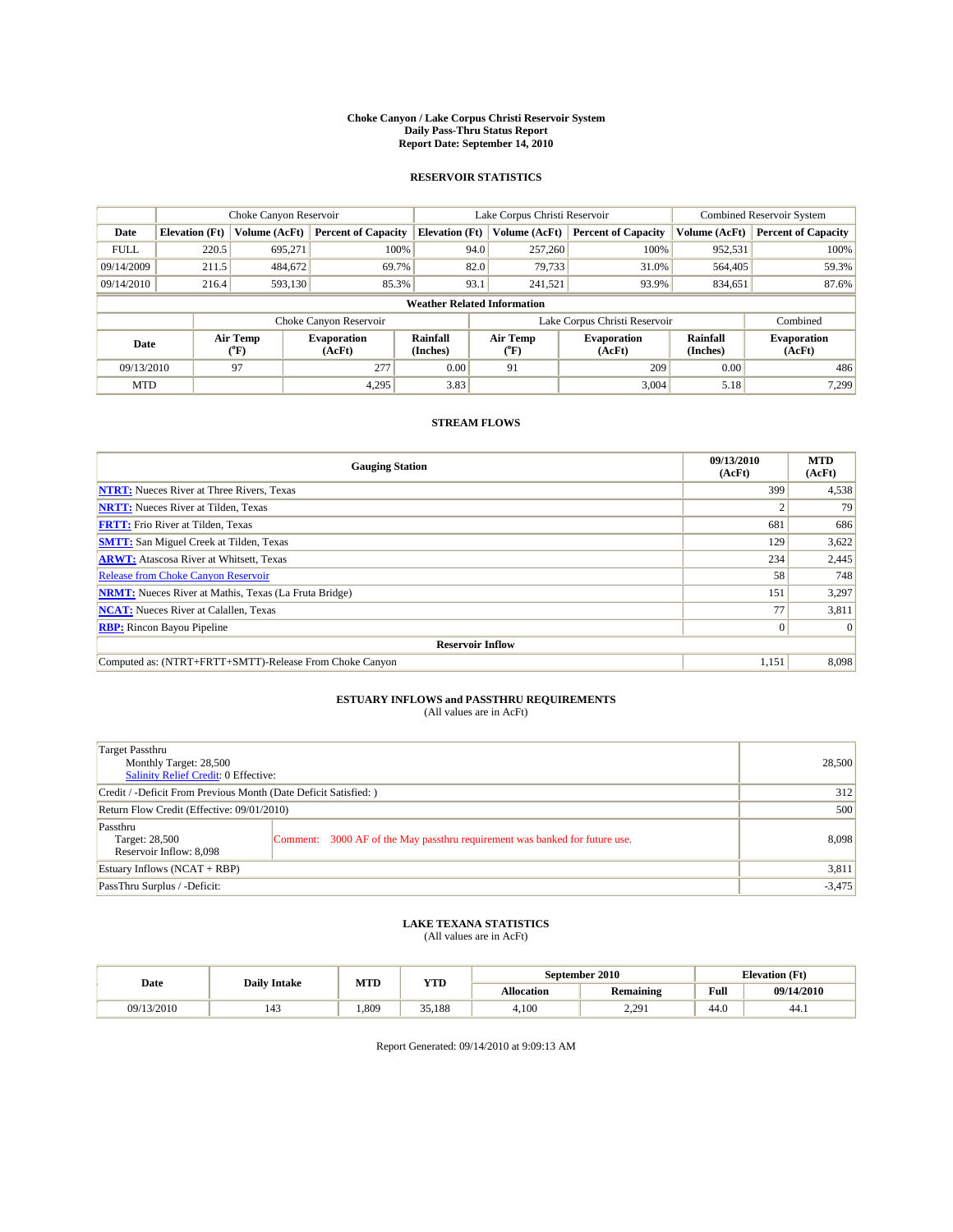# Choke Canyon / Lake Corpus Christi Reservoir System
## Daily Pass-Thru Status Report
### Report Date: September 14, 2010

## RESERVOIR STATISTICS

| | Choke Canyon Reservoir | | | Lake Corpus Christi Reservoir | | | Combined Reservoir System | |
|---|---|---|---|---|---|---|---|---|
| Date | Elevation (Ft) | Volume (AcFt) | Percent of Capacity | Elevation (Ft) | Volume (AcFt) | Percent of Capacity | Volume (AcFt) | Percent of Capacity |
| FULL | 220.5 | 695,271 | 100% | 94.0 | 257,260 | 100% | 952,531 | 100% |
| 09/14/2009 | 211.5 | 484,672 | 69.7% | 82.0 | 79,733 | 31.0% | 564,405 | 59.3% |
| 09/14/2010 | 216.4 | 593,130 | 85.3% | 93.1 | 241,521 | 93.9% | 834,651 | 87.6% |

**Weather Related Information**

| | Choke Canyon Reservoir | | | Lake Corpus Christi Reservoir | | | Combined |
|---|---|---|---|---|---|---|---|
| Date | Air Temp (°F) | Evaporation (AcFt) | Rainfall (Inches) | Air Temp (°F) | Evaporation (AcFt) | Rainfall (Inches) | Evaporation (AcFt) |
| 09/13/2010 | 97 | 277 | 0.00 | 91 | 209 | 0.00 | 486 |
| MTD | | 4,295 | 3.83 | | 3,004 | 5.18 | 7,299 |

## STREAM FLOWS

| Gauging Station | 09/13/2010 (AcFt) | MTD (AcFt) |
|---|---|---|
| NTRT: Nueces River at Three Rivers, Texas | 399 | 4,538 |
| NRTT: Nueces River at Tilden, Texas | 2 | 79 |
| FRTT: Frio River at Tilden, Texas | 681 | 686 |
| SMTT: San Miguel Creek at Tilden, Texas | 129 | 3,622 |
| ARWT: Atascosa River at Whitsett, Texas | 234 | 2,445 |
| Release from Choke Canyon Reservoir | 58 | 748 |
| NRMT: Nueces River at Mathis, Texas (La Fruta Bridge) | 151 | 3,297 |
| NCAT: Nueces River at Calallen, Texas | 77 | 3,811 |
| RBP: Rincon Bayou Pipeline | 0 | 0 |
| **Reservoir Inflow** | | |
| Computed as: (NTRT+FRTT+SMTT)-Release From Choke Canyon | 1,151 | 8,098 |

## ESTUARY INFLOWS and PASSTHRU REQUIREMENTS
(All values are in AcFt)

| | | |
|---|---|---|
| Target Passthru<br>Monthly Target: 28,500<br>Salinity Relief Credit: 0 Effective: | | 28,500 |
| Credit / -Deficit From Previous Month (Date Deficit Satisfied: ) | | 312 |
| Return Flow Credit (Effective: 09/01/2010) | | 500 |
| Passthru<br>Target: 28,500<br>Reservoir Inflow: 8,098 | Comment: 3000 AF of the May passthru requirement was banked for future use. | 8,098 |
| Estuary Inflows (NCAT + RBP) | | 3,811 |
| PassThru Surplus / -Deficit: | | -3,475 |

## LAKE TEXANA STATISTICS
(All values are in AcFt)

| Date | Daily Intake | MTD | YTD | September 2010 | | Elevation (Ft) | |
|---|---|---|---|---|---|---|---|
| | | | | Allocation | Remaining | Full | 09/14/2010 |
| 09/13/2010 | 143 | 1,809 | 35,188 | 4,100 | 2,291 | 44.0 | 44.1 |

Report Generated: 09/14/2010 at 9:09:13 AM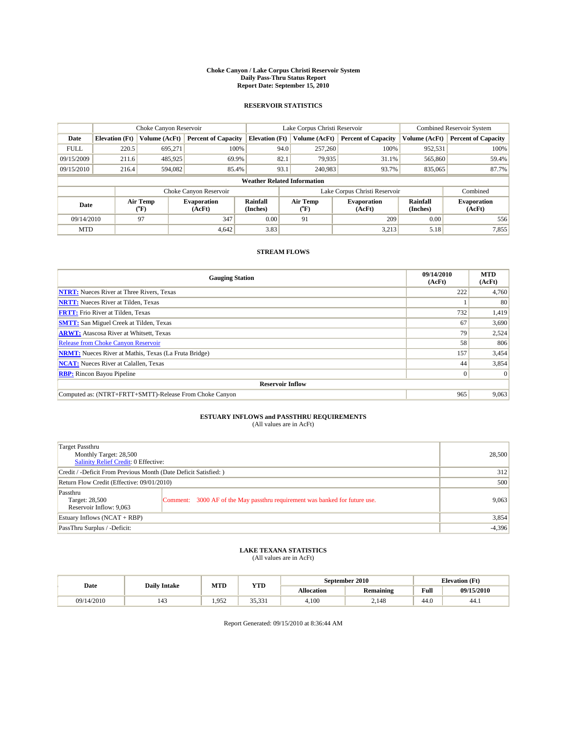**Choke Canyon / Lake Corpus Christi Reservoir System**
**Daily Pass-Thru Status Report**
**Report Date: September 15, 2010**

## RESERVOIR STATISTICS

| | Choke Canyon Reservoir | | | Lake Corpus Christi Reservoir | | | Combined Reservoir System | |
|---|---|---|---|---|---|---|---|---|
| Date | Elevation (Ft) | Volume (AcFt) | Percent of Capacity | Elevation (Ft) | Volume (AcFt) | Percent of Capacity | Volume (AcFt) | Percent of Capacity |
| FULL | 220.5 | 695,271 | 100% | 94.0 | 257,260 | 100% | 952,531 | 100% |
| 09/15/2009 | 211.6 | 485,925 | 69.9% | 82.1 | 79,935 | 31.1% | 565,860 | 59.4% |
| 09/15/2010 | 216.4 | 594,082 | 85.4% | 93.1 | 240,983 | 93.7% | 835,065 | 87.7% |

**Weather Related Information**

| | Choke Canyon Reservoir | | | Lake Corpus Christi Reservoir | | | Combined |
|---|---|---|---|---|---|---|---|
| Date | Air Temp (°F) | Evaporation (AcFt) | Rainfall (Inches) | Air Temp (°F) | Evaporation (AcFt) | Rainfall (Inches) | Evaporation (AcFt) |
| 09/14/2010 | 97 | 347 | 0.00 | 91 | 209 | 0.00 | 556 |
| MTD | | 4,642 | 3.83 | | 3,213 | 5.18 | 7,855 |

## STREAM FLOWS

| Gauging Station | 09/14/2010 (AcFt) | MTD (AcFt) |
|---|---|---|
| NTRT: Nueces River at Three Rivers, Texas | 222 | 4,760 |
| NRTT: Nueces River at Tilden, Texas | 1 | 80 |
| FRTT: Frio River at Tilden, Texas | 732 | 1,419 |
| SMTT: San Miguel Creek at Tilden, Texas | 67 | 3,690 |
| ARWT: Atascosa River at Whitsett, Texas | 79 | 2,524 |
| Release from Choke Canyon Reservoir | 58 | 806 |
| NRMT: Nueces River at Mathis, Texas (La Fruta Bridge) | 157 | 3,454 |
| NCAT: Nueces River at Calallen, Texas | 44 | 3,854 |
| RBP: Rincon Bayou Pipeline | 0 | 0 |
| **Reservoir Inflow** | | |
| Computed as: (NTRT+FRTT+SMTT)-Release From Choke Canyon | 965 | 9,063 |

## ESTUARY INFLOWS and PASSTHRU REQUIREMENTS
(All values are in AcFt)

| | | |
|---|---|---|
| Target Passthru<br>Monthly Target: 28,500<br>Salinity Relief Credit: 0 Effective: | | 28,500 |
| Credit / -Deficit From Previous Month (Date Deficit Satisfied: ) | | 312 |
| Return Flow Credit (Effective: 09/01/2010) | | 500 |
| Passthru<br>Target: 28,500<br>Reservoir Inflow: 9,063 | Comment: 3000 AF of the May passthru requirement was banked for future use. | 9,063 |
| Estuary Inflows (NCAT + RBP) | | 3,854 |
| PassThru Surplus / -Deficit: | | -4,396 |

## LAKE TEXANA STATISTICS
(All values are in AcFt)

| Date | Daily Intake | MTD | YTD | September 2010 | | Elevation (Ft) | |
|---|---|---|---|---|---|---|---|
| | | | | Allocation | Remaining | Full | 09/15/2010 |
| 09/14/2010 | 143 | 1,952 | 35,331 | 4,100 | 2,148 | 44.0 | 44.1 |

Report Generated: 09/15/2010 at 8:36:44 AM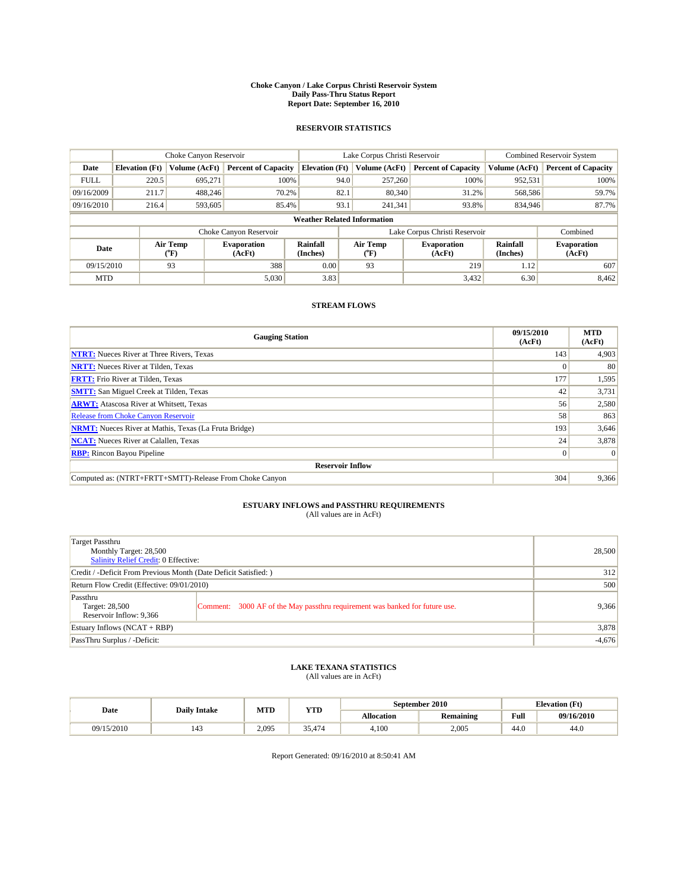# Choke Canyon / Lake Corpus Christi Reservoir System
## Daily Pass-Thru Status Report
### Report Date: September 16, 2010

## RESERVOIR STATISTICS

| | Choke Canyon Reservoir | | | Lake Corpus Christi Reservoir | | | Combined Reservoir System | |
|---|---|---|---|---|---|---|---|---|
| Date | Elevation (Ft) | Volume (AcFt) | Percent of Capacity | Elevation (Ft) | Volume (AcFt) | Percent of Capacity | Volume (AcFt) | Percent of Capacity |
| FULL | 220.5 | 695,271 | 100% | 94.0 | 257,260 | 100% | 952,531 | 100% |
| 09/16/2009 | 211.7 | 488,246 | 70.2% | 82.1 | 80,340 | 31.2% | 568,586 | 59.7% |
| 09/16/2010 | 216.4 | 593,605 | 85.4% | 93.1 | 241,341 | 93.8% | 834,946 | 87.7% |

**Weather Related Information**

| | Choke Canyon Reservoir | | | Lake Corpus Christi Reservoir | | | Combined |
|---|---|---|---|---|---|---|---|
| Date | Air Temp (°F) | Evaporation (AcFt) | Rainfall (Inches) | Air Temp (°F) | Evaporation (AcFt) | Rainfall (Inches) | Evaporation (AcFt) |
| 09/15/2010 | 93 | 388 | 0.00 | 93 | 219 | 1.12 | 607 |
| MTD | | 5,030 | 3.83 | | 3,432 | 6.30 | 8,462 |

## STREAM FLOWS

| Gauging Station | 09/15/2010 (AcFt) | MTD (AcFt) |
|---|---|---|
| NTRT: Nueces River at Three Rivers, Texas | 143 | 4,903 |
| NRTT: Nueces River at Tilden, Texas | 0 | 80 |
| FRTT: Frio River at Tilden, Texas | 177 | 1,595 |
| SMTT: San Miguel Creek at Tilden, Texas | 42 | 3,731 |
| ARWT: Atascosa River at Whitsett, Texas | 56 | 2,580 |
| Release from Choke Canyon Reservoir | 58 | 863 |
| NRMT: Nueces River at Mathis, Texas (La Fruta Bridge) | 193 | 3,646 |
| NCAT: Nueces River at Calallen, Texas | 24 | 3,878 |
| RBP: Rincon Bayou Pipeline | 0 | 0 |
| **Reservoir Inflow** | | |
| Computed as: (NTRT+FRTT+SMTT)-Release From Choke Canyon | 304 | 9,366 |

## ESTUARY INFLOWS and PASSTHRU REQUIREMENTS
(All values are in AcFt)

| | | |
|---|---|---|
| Target Passthru<br>Monthly Target: 28,500<br>Salinity Relief Credit: 0 Effective: | | 28,500 |
| Credit / -Deficit From Previous Month (Date Deficit Satisfied: ) | | 312 |
| Return Flow Credit (Effective: 09/01/2010) | | 500 |
| Passthru<br>Target: 28,500<br>Reservoir Inflow: 9,366 | Comment: 3000 AF of the May passthru requirement was banked for future use. | 9,366 |
| Estuary Inflows (NCAT + RBP) | | 3,878 |
| PassThru Surplus / -Deficit: | | -4,676 |

## LAKE TEXANA STATISTICS
(All values are in AcFt)

| Date | Daily Intake | MTD | YTD | September 2010 | | Elevation (Ft) | |
|---|---|---|---|---|---|---|---|
| | | | | Allocation | Remaining | Full | 09/16/2010 |
| 09/15/2010 | 143 | 2,095 | 35,474 | 4,100 | 2,005 | 44.0 | 44.0 |

Report Generated: 09/16/2010 at 8:50:41 AM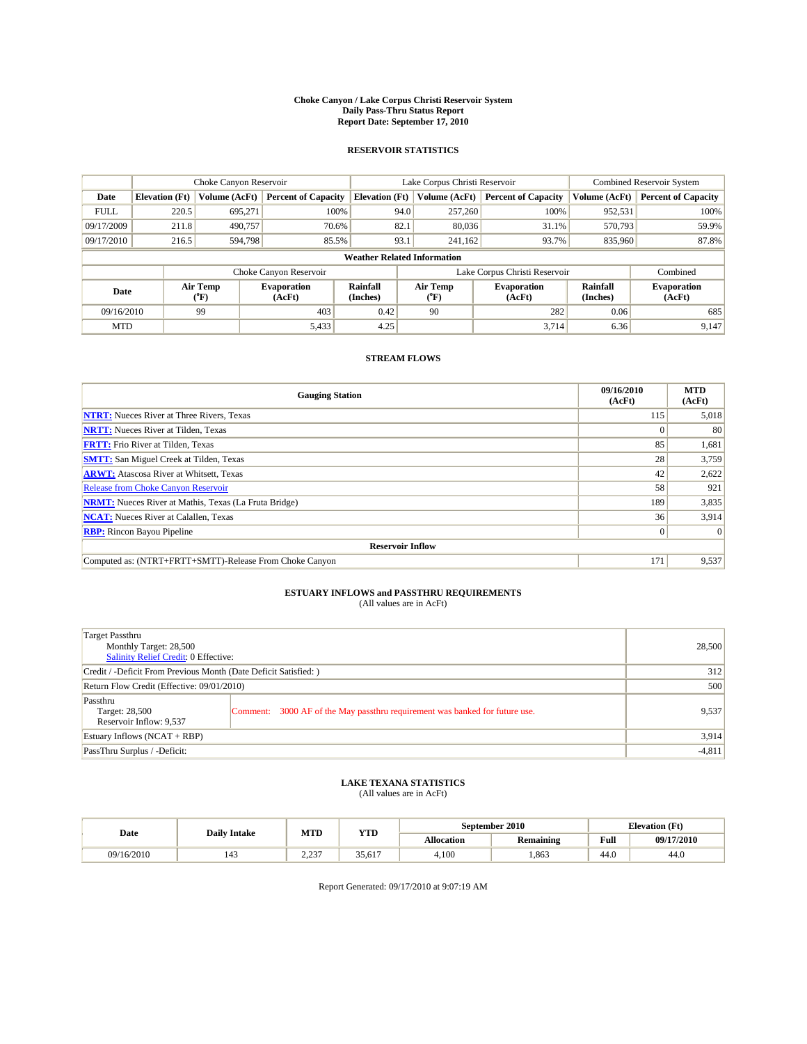# Choke Canyon / Lake Corpus Christi Reservoir System
## Daily Pass-Thru Status Report
### Report Date: September 17, 2010

## RESERVOIR STATISTICS

| | Choke Canyon Reservoir | | | Lake Corpus Christi Reservoir | | | Combined Reservoir System | |
|---|---|---|---|---|---|---|---|---|
| Date | Elevation (Ft) | Volume (AcFt) | Percent of Capacity | Elevation (Ft) | Volume (AcFt) | Percent of Capacity | Volume (AcFt) | Percent of Capacity |
| FULL | 220.5 | 695,271 | 100% | 94.0 | 257,260 | 100% | 952,531 | 100% |
| 09/17/2009 | 211.8 | 490,757 | 70.6% | 82.1 | 80,036 | 31.1% | 570,793 | 59.9% |
| 09/17/2010 | 216.5 | 594,798 | 85.5% | 93.1 | 241,162 | 93.7% | 835,960 | 87.8% |

**Weather Related Information**

| | Choke Canyon Reservoir | | | Lake Corpus Christi Reservoir | | | Combined |
|---|---|---|---|---|---|---|---|
| Date | Air Temp (°F) | Evaporation (AcFt) | Rainfall (Inches) | Air Temp (°F) | Evaporation (AcFt) | Rainfall (Inches) | Evaporation (AcFt) |
| 09/16/2010 | 99 | 403 | 0.42 | 90 | 282 | 0.06 | 685 |
| MTD | | 5,433 | 4.25 | | 3,714 | 6.36 | 9,147 |

## STREAM FLOWS

| Gauging Station | 09/16/2010 (AcFt) | MTD (AcFt) |
|---|---|---|
| NTRT: Nueces River at Three Rivers, Texas | 115 | 5,018 |
| NRTT: Nueces River at Tilden, Texas | 0 | 80 |
| FRTT: Frio River at Tilden, Texas | 85 | 1,681 |
| SMTT: San Miguel Creek at Tilden, Texas | 28 | 3,759 |
| ARWT: Atascosa River at Whitsett, Texas | 42 | 2,622 |
| Release from Choke Canyon Reservoir | 58 | 921 |
| NRMT: Nueces River at Mathis, Texas (La Fruta Bridge) | 189 | 3,835 |
| NCAT: Nueces River at Calallen, Texas | 36 | 3,914 |
| RBP: Rincon Bayou Pipeline | 0 | 0 |
| **Reservoir Inflow** | | |
| Computed as: (NTRT+FRTT+SMTT)-Release From Choke Canyon | 171 | 9,537 |

## ESTUARY INFLOWS and PASSTHRU REQUIREMENTS
(All values are in AcFt)

| | |
|---|---|
| Target Passthru<br>Monthly Target: 28,500<br>Salinity Relief Credit: 0 Effective: | 28,500 |
| Credit / -Deficit From Previous Month (Date Deficit Satisfied: ) | 312 |
| Return Flow Credit (Effective: 09/01/2010) | 500 |
| Passthru<br>Target: 28,500<br>Reservoir Inflow: 9,537<br>Comment: 3000 AF of the May passthru requirement was banked for future use. | 9,537 |
| Estuary Inflows (NCAT + RBP) | 3,914 |
| PassThru Surplus / -Deficit: | -4,811 |

## LAKE TEXANA STATISTICS
(All values are in AcFt)

| Date | Daily Intake | MTD | YTD | September 2010 | | Elevation (Ft) | |
|---|---|---|---|---|---|---|---|
| | | | | Allocation | Remaining | Full | 09/17/2010 |
| 09/16/2010 | 143 | 2,237 | 35,617 | 4,100 | 1,863 | 44.0 | 44.0 |

Report Generated: 09/17/2010 at 9:07:19 AM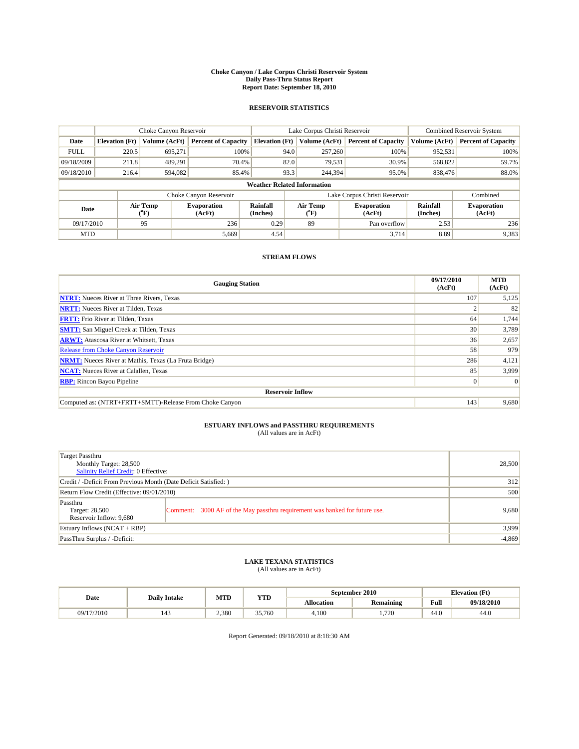# Choke Canyon / Lake Corpus Christi Reservoir System
## Daily Pass-Thru Status Report
### Report Date: September 18, 2010

## RESERVOIR STATISTICS

| | Choke Canyon Reservoir | | | Lake Corpus Christi Reservoir | | | Combined Reservoir System | |
|---|---|---|---|---|---|---|---|---|
| Date | Elevation (Ft) | Volume (AcFt) | Percent of Capacity | Elevation (Ft) | Volume (AcFt) | Percent of Capacity | Volume (AcFt) | Percent of Capacity |
| FULL | 220.5 | 695,271 | 100% | 94.0 | 257,260 | 100% | 952,531 | 100% |
| 09/18/2009 | 211.8 | 489,291 | 70.4% | 82.0 | 79,531 | 30.9% | 568,822 | 59.7% |
| 09/18/2010 | 216.4 | 594,082 | 85.4% | 93.3 | 244,394 | 95.0% | 838,476 | 88.0% |

**Weather Related Information**

| | Choke Canyon Reservoir | | | Lake Corpus Christi Reservoir | | | Combined |
|---|---|---|---|---|---|---|---|
| Date | Air Temp (°F) | Evaporation (AcFt) | Rainfall (Inches) | Air Temp (°F) | Evaporation (AcFt) | Rainfall (Inches) | Evaporation (AcFt) |
| 09/17/2010 | 95 | 236 | 0.29 | 89 | Pan overflow | 2.53 | 236 |
| MTD | | 5,669 | 4.54 | | 3,714 | 8.89 | 9,383 |

## STREAM FLOWS

| Gauging Station | 09/17/2010 (AcFt) | MTD (AcFt) |
|---|---|---|
| NTRT: Nueces River at Three Rivers, Texas | 107 | 5,125 |
| NRTT: Nueces River at Tilden, Texas | 2 | 82 |
| FRTT: Frio River at Tilden, Texas | 64 | 1,744 |
| SMTT: San Miguel Creek at Tilden, Texas | 30 | 3,789 |
| ARWT: Atascosa River at Whitsett, Texas | 36 | 2,657 |
| Release from Choke Canyon Reservoir | 58 | 979 |
| NRMT: Nueces River at Mathis, Texas (La Fruta Bridge) | 286 | 4,121 |
| NCAT: Nueces River at Calallen, Texas | 85 | 3,999 |
| RBP: Rincon Bayou Pipeline | 0 | 0 |
| **Reservoir Inflow** | | |
| Computed as: (NTRT+FRTT+SMTT)-Release From Choke Canyon | 143 | 9,680 |

## ESTUARY INFLOWS and PASSTHRU REQUIREMENTS
(All values are in AcFt)

| | |
|---|---|
| Target Passthru<br>Monthly Target: 28,500<br>Salinity Relief Credit: 0 Effective: | 28,500 |
| Credit / -Deficit From Previous Month (Date Deficit Satisfied: ) | 312 |
| Return Flow Credit (Effective: 09/01/2010) | 500 |
| Passthru<br>Target: 28,500<br>Reservoir Inflow: 9,680<br>Comment: 3000 AF of the May passthru requirement was banked for future use. | 9,680 |
| Estuary Inflows (NCAT + RBP) | 3,999 |
| PassThru Surplus / -Deficit: | -4,869 |

## LAKE TEXANA STATISTICS
(All values are in AcFt)

| Date | Daily Intake | MTD | YTD | September 2010 | | Elevation (Ft) | |
|---|---|---|---|---|---|---|---|
| | | | | Allocation | Remaining | Full | 09/18/2010 |
| 09/17/2010 | 143 | 2,380 | 35,760 | 4,100 | 1,720 | 44.0 | 44.0 |

Report Generated: 09/18/2010 at 8:18:30 AM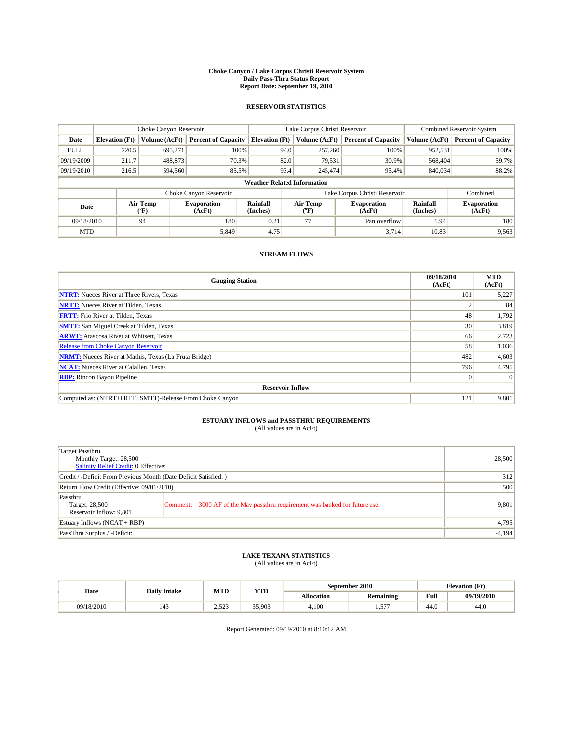# Choke Canyon / Lake Corpus Christi Reservoir System
## Daily Pass-Thru Status Report
## Report Date: September 19, 2010

### RESERVOIR STATISTICS

| | Choke Canyon Reservoir | | | Lake Corpus Christi Reservoir | | | Combined Reservoir System | |
|---|---|---|---|---|---|---|---|---|
| Date | Elevation (Ft) | Volume (AcFt) | Percent of Capacity | Elevation (Ft) | Volume (AcFt) | Percent of Capacity | Volume (AcFt) | Percent of Capacity |
| FULL | 220.5 | 695,271 | 100% | 94.0 | 257,260 | 100% | 952,531 | 100% |
| 09/19/2009 | 211.7 | 488,873 | 70.3% | 82.0 | 79,531 | 30.9% | 568,404 | 59.7% |
| 09/19/2010 | 216.5 | 594,560 | 85.5% | 93.4 | 245,474 | 95.4% | 840,034 | 88.2% |

**Weather Related Information**

| | Choke Canyon Reservoir | | | Lake Corpus Christi Reservoir | | | Combined |
|---|---|---|---|---|---|---|---|
| Date | Air Temp (°F) | Evaporation (AcFt) | Rainfall (Inches) | Air Temp (°F) | Evaporation (AcFt) | Rainfall (Inches) | Evaporation (AcFt) |
| 09/18/2010 | 94 | 180 | 0.21 | 77 | Pan overflow | 1.94 | 180 |
| MTD | | 5,849 | 4.75 | | 3,714 | 10.83 | 9,563 |

### STREAM FLOWS

| Gauging Station | 09/18/2010 (AcFt) | MTD (AcFt) |
|---|---|---|
| NTRT: Nueces River at Three Rivers, Texas | 101 | 5,227 |
| NRTT: Nueces River at Tilden, Texas | 2 | 84 |
| FRTT: Frio River at Tilden, Texas | 48 | 1,792 |
| SMTT: San Miguel Creek at Tilden, Texas | 30 | 3,819 |
| ARWT: Atascosa River at Whitsett, Texas | 66 | 2,723 |
| Release from Choke Canyon Reservoir | 58 | 1,036 |
| NRMT: Nueces River at Mathis, Texas (La Fruta Bridge) | 482 | 4,603 |
| NCAT: Nueces River at Calallen, Texas | 796 | 4,795 |
| RBP: Rincon Bayou Pipeline | 0 | 0 |
| **Reservoir Inflow** | | |
| Computed as: (NTRT+FRTT+SMTT)-Release From Choke Canyon | 121 | 9,801 |

### ESTUARY INFLOWS and PASSTHRU REQUIREMENTS
(All values are in AcFt)

| | |
|---|---|
| Target Passthru<br>Monthly Target: 28,500<br>Salinity Relief Credit: 0 Effective: | 28,500 |
| Credit / -Deficit From Previous Month (Date Deficit Satisfied: ) | 312 |
| Return Flow Credit (Effective: 09/01/2010) | 500 |
| Passthru<br>Target: 28,500<br>Reservoir Inflow: 9,801<br>Comment: 3000 AF of the May passthru requirement was banked for future use. | 9,801 |
| Estuary Inflows (NCAT + RBP) | 4,795 |
| PassThru Surplus / -Deficit: | -4,194 |

### LAKE TEXANA STATISTICS
(All values are in AcFt)

| Date | Daily Intake | MTD | YTD | September 2010 | | Elevation (Ft) | |
|---|---|---|---|---|---|---|---|
| | | | | Allocation | Remaining | Full | 09/19/2010 |
| 09/18/2010 | 143 | 2,523 | 35,903 | 4,100 | 1,577 | 44.0 | 44.0 |

Report Generated: 09/19/2010 at 8:10:12 AM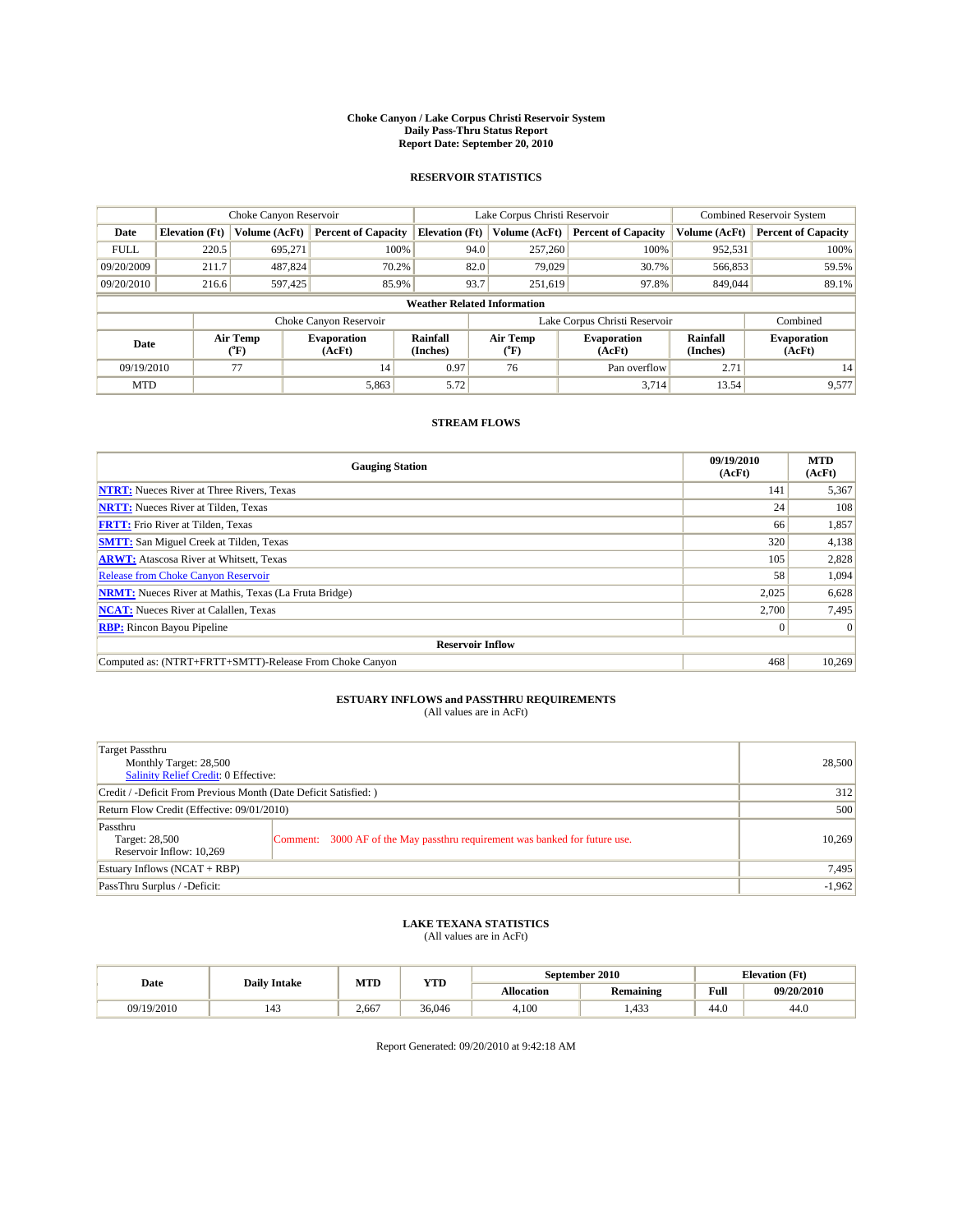# Choke Canyon / Lake Corpus Christi Reservoir System
## Daily Pass-Thru Status Report
### Report Date: September 20, 2010

## RESERVOIR STATISTICS

| | Choke Canyon Reservoir | | | Lake Corpus Christi Reservoir | | | Combined Reservoir System | |
|---|---|---|---|---|---|---|---|---|
| Date | Elevation (Ft) | Volume (AcFt) | Percent of Capacity | Elevation (Ft) | Volume (AcFt) | Percent of Capacity | Volume (AcFt) | Percent of Capacity |
| FULL | 220.5 | 695,271 | 100% | 94.0 | 257,260 | 100% | 952,531 | 100% |
| 09/20/2009 | 211.7 | 487,824 | 70.2% | 82.0 | 79,029 | 30.7% | 566,853 | 59.5% |
| 09/20/2010 | 216.6 | 597,425 | 85.9% | 93.7 | 251,619 | 97.8% | 849,044 | 89.1% |

**Weather Related Information**

| | Choke Canyon Reservoir | | | Lake Corpus Christi Reservoir | | | Combined |
|---|---|---|---|---|---|---|---|
| Date | Air Temp (°F) | Evaporation (AcFt) | Rainfall (Inches) | Air Temp (°F) | Evaporation (AcFt) | Rainfall (Inches) | Evaporation (AcFt) |
| 09/19/2010 | 77 | 14 | 0.97 | 76 | Pan overflow | 2.71 | 14 |
| MTD | | 5,863 | 5.72 | | 3,714 | 13.54 | 9,577 |

## STREAM FLOWS

| Gauging Station | 09/19/2010 (AcFt) | MTD (AcFt) |
|---|---|---|
| **NTRT:** Nueces River at Three Rivers, Texas | 141 | 5,367 |
| **NRTT:** Nueces River at Tilden, Texas | 24 | 108 |
| **FRTT:** Frio River at Tilden, Texas | 66 | 1,857 |
| **SMTT:** San Miguel Creek at Tilden, Texas | 320 | 4,138 |
| **ARWT:** Atascosa River at Whitsett, Texas | 105 | 2,828 |
| Release from Choke Canyon Reservoir | 58 | 1,094 |
| **NRMT:** Nueces River at Mathis, Texas (La Fruta Bridge) | 2,025 | 6,628 |
| **NCAT:** Nueces River at Calallen, Texas | 2,700 | 7,495 |
| **RBP:** Rincon Bayou Pipeline | 0 | 0 |
| **Reservoir Inflow** | | |
| Computed as: (NTRT+FRTT+SMTT)-Release From Choke Canyon | 468 | 10,269 |

## ESTUARY INFLOWS and PASSTHRU REQUIREMENTS
(All values are in AcFt)

| | | |
|---|---|---|
| Target Passthru<br>Monthly Target: 28,500<br>Salinity Relief Credit: 0 Effective: | | 28,500 |
| Credit / -Deficit From Previous Month (Date Deficit Satisfied: ) | | 312 |
| Return Flow Credit (Effective: 09/01/2010) | | 500 |
| Passthru<br>Target: 28,500<br>Reservoir Inflow: 10,269 | Comment: 3000 AF of the May passthru requirement was banked for future use. | 10,269 |
| Estuary Inflows (NCAT + RBP) | | 7,495 |
| PassThru Surplus / -Deficit: | | -1,962 |

## LAKE TEXANA STATISTICS
(All values are in AcFt)

| Date | Daily Intake | MTD | YTD | September 2010 | | Elevation (Ft) | |
|---|---|---|---|---|---|---|---|
| | | | | Allocation | Remaining | Full | 09/20/2010 |
| 09/19/2010 | 143 | 2,667 | 36,046 | 4,100 | 1,433 | 44.0 | 44.0 |

Report Generated: 09/20/2010 at 9:42:18 AM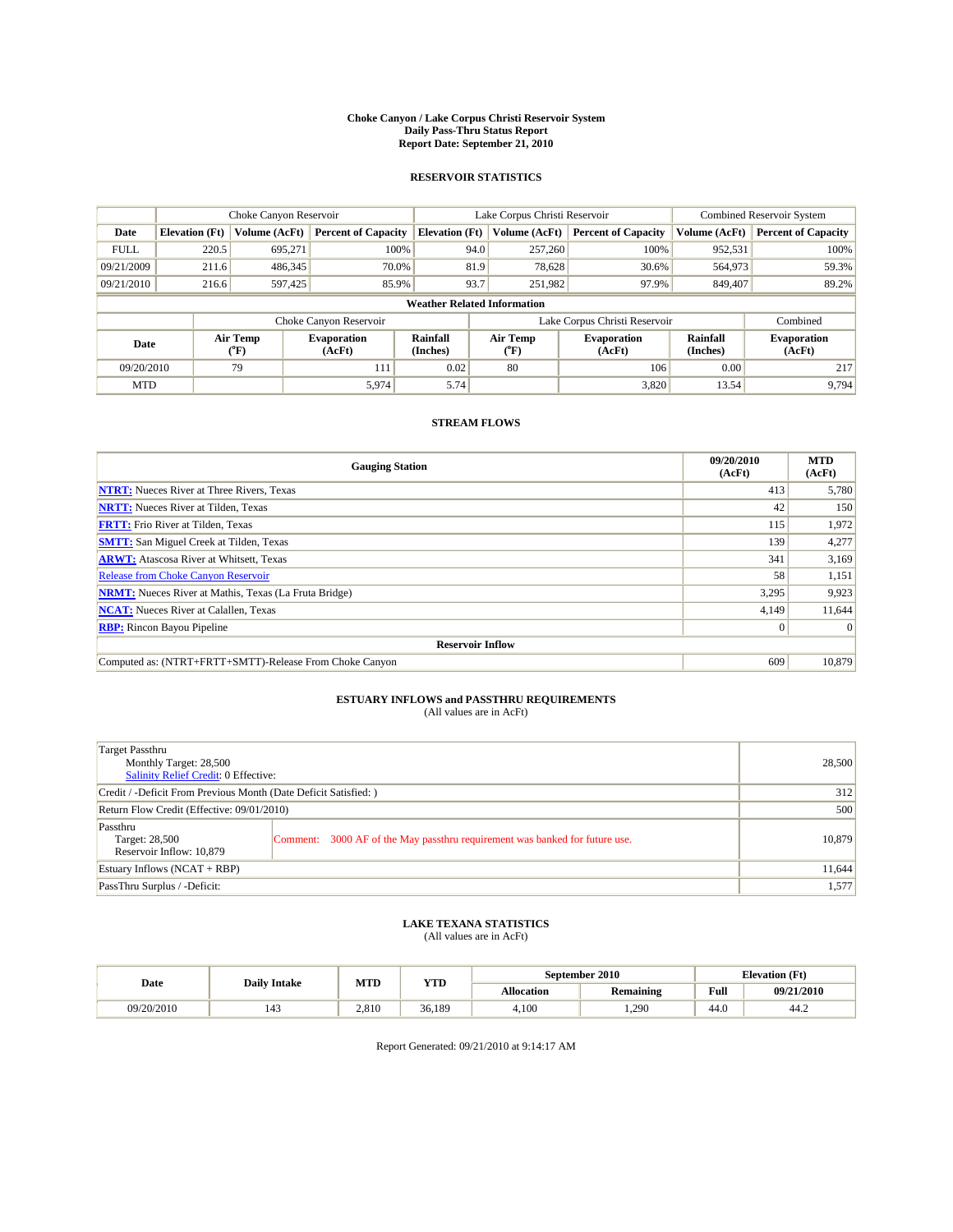**Choke Canyon / Lake Corpus Christi Reservoir System**
**Daily Pass-Thru Status Report**
**Report Date: September 21, 2010**

## RESERVOIR STATISTICS

| | Choke Canyon Reservoir | | | Lake Corpus Christi Reservoir | | | Combined Reservoir System | |
|---|---|---|---|---|---|---|---|---|
| Date | Elevation (Ft) | Volume (AcFt) | Percent of Capacity | Elevation (Ft) | Volume (AcFt) | Percent of Capacity | Volume (AcFt) | Percent of Capacity |
| FULL | 220.5 | 695,271 | 100% | 94.0 | 257,260 | 100% | 952,531 | 100% |
| 09/21/2009 | 211.6 | 486,345 | 70.0% | 81.9 | 78,628 | 30.6% | 564,973 | 59.3% |
| 09/21/2010 | 216.6 | 597,425 | 85.9% | 93.7 | 251,982 | 97.9% | 849,407 | 89.2% |

**Weather Related Information**

| | Choke Canyon Reservoir | | | Lake Corpus Christi Reservoir | | | Combined |
|---|---|---|---|---|---|---|---|
| Date | Air Temp (°F) | Evaporation (AcFt) | Rainfall (Inches) | Air Temp (°F) | Evaporation (AcFt) | Rainfall (Inches) | Evaporation (AcFt) |
| 09/20/2010 | 79 | 111 | 0.02 | 80 | 106 | 0.00 | 217 |
| MTD | | 5,974 | 5.74 | | 3,820 | 13.54 | 9,794 |

## STREAM FLOWS

| Gauging Station | 09/20/2010 (AcFt) | MTD (AcFt) |
|---|---|---|
| NTRT: Nueces River at Three Rivers, Texas | 413 | 5,780 |
| NRTT: Nueces River at Tilden, Texas | 42 | 150 |
| FRTT: Frio River at Tilden, Texas | 115 | 1,972 |
| SMTT: San Miguel Creek at Tilden, Texas | 139 | 4,277 |
| ARWT: Atascosa River at Whitsett, Texas | 341 | 3,169 |
| Release from Choke Canyon Reservoir | 58 | 1,151 |
| NRMT: Nueces River at Mathis, Texas (La Fruta Bridge) | 3,295 | 9,923 |
| NCAT: Nueces River at Calallen, Texas | 4,149 | 11,644 |
| RBP: Rincon Bayou Pipeline | 0 | 0 |
| **Reservoir Inflow** | | |
| Computed as: (NTRT+FRTT+SMTT)-Release From Choke Canyon | 609 | 10,879 |

## ESTUARY INFLOWS and PASSTHRU REQUIREMENTS
(All values are in AcFt)

| | | |
|---|---|---|
| Target Passthru<br>Monthly Target: 28,500<br>Salinity Relief Credit: 0 Effective: | | 28,500 |
| Credit / -Deficit From Previous Month (Date Deficit Satisfied: ) | | 312 |
| Return Flow Credit (Effective: 09/01/2010) | | 500 |
| Passthru<br>Target: 28,500<br>Reservoir Inflow: 10,879 | Comment: 3000 AF of the May passthru requirement was banked for future use. | 10,879 |
| Estuary Inflows (NCAT + RBP) | | 11,644 |
| PassThru Surplus / -Deficit: | | 1,577 |

## LAKE TEXANA STATISTICS
(All values are in AcFt)

| Date | Daily Intake | MTD | YTD | September 2010 | | Elevation (Ft) | |
|---|---|---|---|---|---|---|---|
| | | | | Allocation | Remaining | Full | 09/21/2010 |
| 09/20/2010 | 143 | 2,810 | 36,189 | 4,100 | 1,290 | 44.0 | 44.2 |

Report Generated: 09/21/2010 at 9:14:17 AM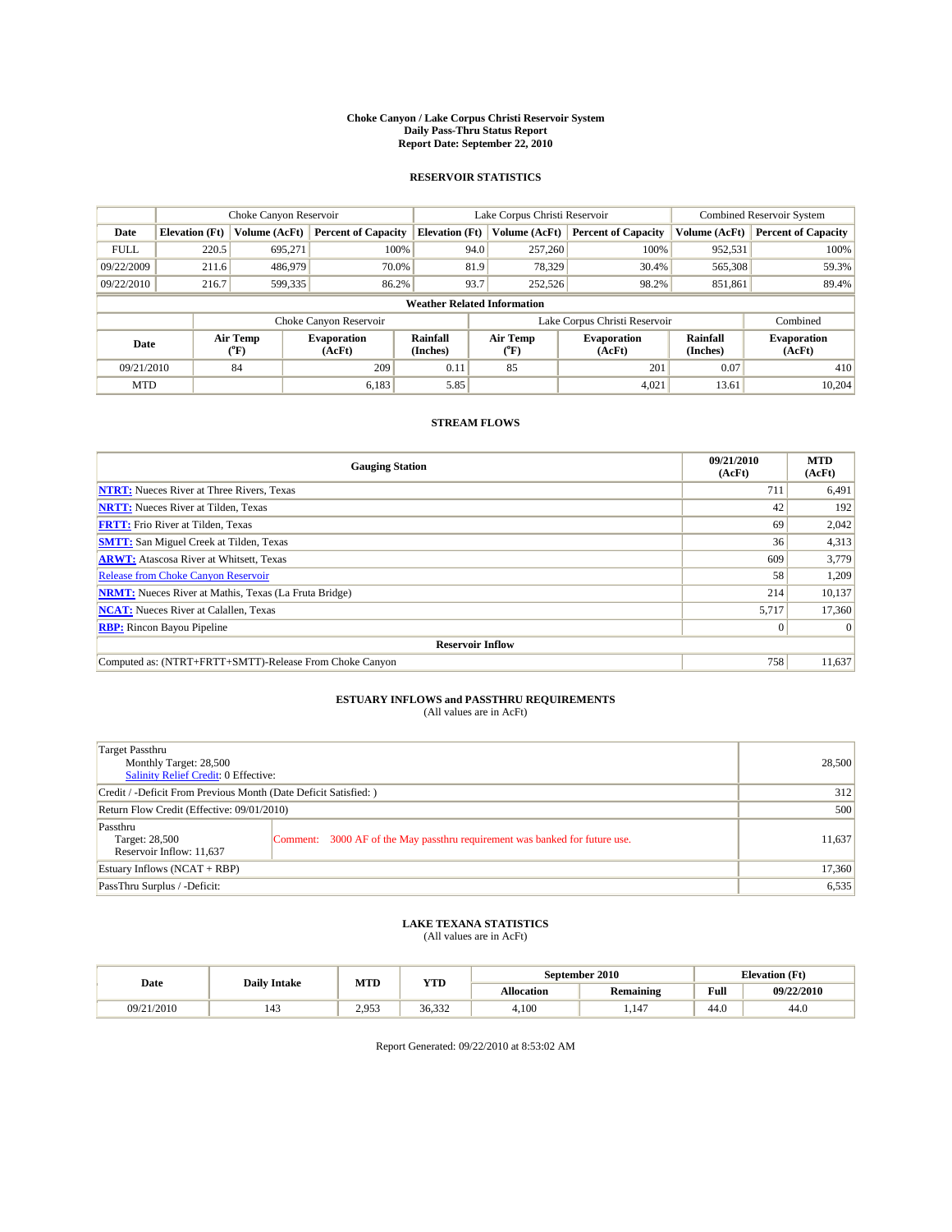**Choke Canyon / Lake Corpus Christi Reservoir System**
**Daily Pass-Thru Status Report**
**Report Date: September 22, 2010**

## RESERVOIR STATISTICS

| | Choke Canyon Reservoir | | | Lake Corpus Christi Reservoir | | | Combined Reservoir System | |
|---|---|---|---|---|---|---|---|---|
| **Date** | **Elevation (Ft)** | **Volume (AcFt)** | **Percent of Capacity** | **Elevation (Ft)** | **Volume (AcFt)** | **Percent of Capacity** | **Volume (AcFt)** | **Percent of Capacity** |
| FULL | 220.5 | 695,271 | 100% | 94.0 | 257,260 | 100% | 952,531 | 100% |
| 09/22/2009 | 211.6 | 486,979 | 70.0% | 81.9 | 78,329 | 30.4% | 565,308 | 59.3% |
| 09/22/2010 | 216.7 | 599,335 | 86.2% | 93.7 | 252,526 | 98.2% | 851,861 | 89.4% |

**Weather Related Information**

| | Choke Canyon Reservoir | | | Lake Corpus Christi Reservoir | | | Combined |
|---|---|---|---|---|---|---|---|
| **Date** | **Air Temp (°F)** | **Evaporation (AcFt)** | **Rainfall (Inches)** | **Air Temp (°F)** | **Evaporation (AcFt)** | **Rainfall (Inches)** | **Evaporation (AcFt)** |
| 09/21/2010 | 84 | 209 | 0.11 | 85 | 201 | 0.07 | 410 |
| MTD | | 6,183 | 5.85 | | 4,021 | 13.61 | 10,204 |

## STREAM FLOWS

| Gauging Station | 09/21/2010 (AcFt) | MTD (AcFt) |
|---|---|---|
| NTRT: Nueces River at Three Rivers, Texas | 711 | 6,491 |
| NRTT: Nueces River at Tilden, Texas | 42 | 192 |
| FRTT: Frio River at Tilden, Texas | 69 | 2,042 |
| SMTT: San Miguel Creek at Tilden, Texas | 36 | 4,313 |
| ARWT: Atascosa River at Whitsett, Texas | 609 | 3,779 |
| Release from Choke Canyon Reservoir | 58 | 1,209 |
| NRMT: Nueces River at Mathis, Texas (La Fruta Bridge) | 214 | 10,137 |
| NCAT: Nueces River at Calallen, Texas | 5,717 | 17,360 |
| RBP: Rincon Bayou Pipeline | 0 | 0 |
| **Reservoir Inflow** | | |
| Computed as: (NTRT+FRTT+SMTT)-Release From Choke Canyon | 758 | 11,637 |

## ESTUARY INFLOWS and PASSTHRU REQUIREMENTS

(All values are in AcFt)

| | | |
|---|---|---|
| Target Passthru<br>Monthly Target: 28,500<br>Salinity Relief Credit: 0 Effective: | | 28,500 |
| Credit / -Deficit From Previous Month (Date Deficit Satisfied: ) | | 312 |
| Return Flow Credit (Effective: 09/01/2010) | | 500 |
| Passthru<br>Target: 28,500<br>Reservoir Inflow: 11,637 | Comment: 3000 AF of the May passthru requirement was banked for future use. | 11,637 |
| Estuary Inflows (NCAT + RBP) | | 17,360 |
| PassThru Surplus / -Deficit: | | 6,535 |

## LAKE TEXANA STATISTICS

(All values are in AcFt)

| Date | Daily Intake | MTD | YTD | September 2010 | | Elevation (Ft) | |
|---|---|---|---|---|---|---|---|
| | | | | **Allocation** | **Remaining** | **Full** | **09/22/2010** |
| 09/21/2010 | 143 | 2,953 | 36,332 | 4,100 | 1,147 | 44.0 | 44.0 |

Report Generated: 09/22/2010 at 8:53:02 AM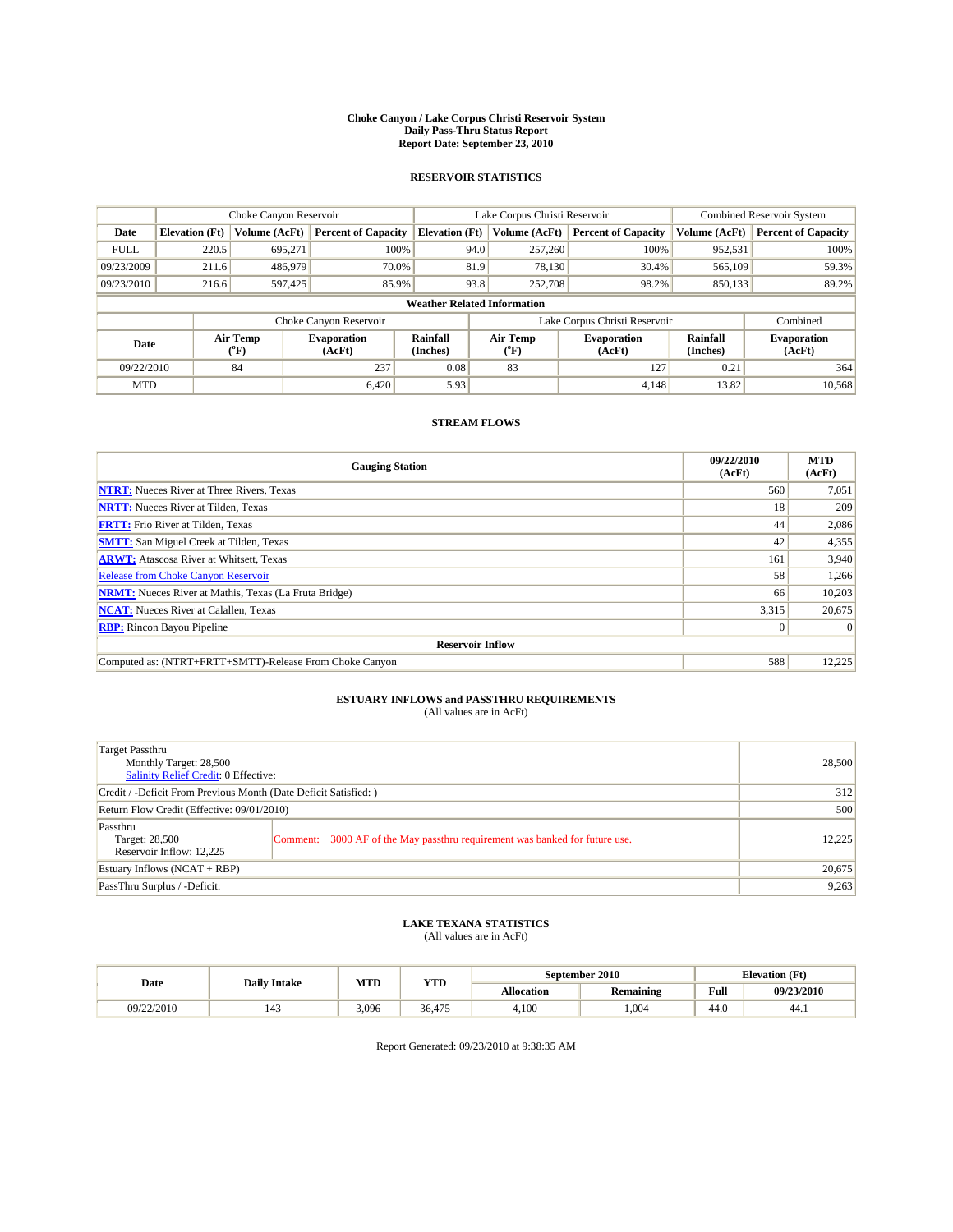**Choke Canyon / Lake Corpus Christi Reservoir System**
**Daily Pass-Thru Status Report**
**Report Date: September 23, 2010**

## RESERVOIR STATISTICS

| | Choke Canyon Reservoir | | | Lake Corpus Christi Reservoir | | | Combined Reservoir System | |
|---|---|---|---|---|---|---|---|---|
| Date | Elevation (Ft) | Volume (AcFt) | Percent of Capacity | Elevation (Ft) | Volume (AcFt) | Percent of Capacity | Volume (AcFt) | Percent of Capacity |
| FULL | 220.5 | 695,271 | 100% | 94.0 | 257,260 | 100% | 952,531 | 100% |
| 09/23/2009 | 211.6 | 486,979 | 70.0% | 81.9 | 78,130 | 30.4% | 565,109 | 59.3% |
| 09/23/2010 | 216.6 | 597,425 | 85.9% | 93.8 | 252,708 | 98.2% | 850,133 | 89.2% |

**Weather Related Information**

| | Choke Canyon Reservoir | | | Lake Corpus Christi Reservoir | | | Combined |
|---|---|---|---|---|---|---|---|
| Date | Air Temp (°F) | Evaporation (AcFt) | Rainfall (Inches) | Air Temp (°F) | Evaporation (AcFt) | Rainfall (Inches) | Evaporation (AcFt) |
| 09/22/2010 | 84 | 237 | 0.08 | 83 | 127 | 0.21 | 364 |
| MTD | | 6,420 | 5.93 | | 4,148 | 13.82 | 10,568 |

## STREAM FLOWS

| Gauging Station | 09/22/2010 (AcFt) | MTD (AcFt) |
|---|---|---|
| **NTRT:** Nueces River at Three Rivers, Texas | 560 | 7,051 |
| **NRTT:** Nueces River at Tilden, Texas | 18 | 209 |
| **FRTT:** Frio River at Tilden, Texas | 44 | 2,086 |
| **SMTT:** San Miguel Creek at Tilden, Texas | 42 | 4,355 |
| **ARWT:** Atascosa River at Whitsett, Texas | 161 | 3,940 |
| Release from Choke Canyon Reservoir | 58 | 1,266 |
| **NRMT:** Nueces River at Mathis, Texas (La Fruta Bridge) | 66 | 10,203 |
| **NCAT:** Nueces River at Calallen, Texas | 3,315 | 20,675 |
| **RBP:** Rincon Bayou Pipeline | 0 | 0 |
| **Reservoir Inflow** | | |
| Computed as: (NTRT+FRTT+SMTT)-Release From Choke Canyon | 588 | 12,225 |

## ESTUARY INFLOWS and PASSTHRU REQUIREMENTS
(All values are in AcFt)

| | | |
|---|---|---|
| Target Passthru<br>Monthly Target: 28,500<br>Salinity Relief Credit: 0 Effective: | | 28,500 |
| Credit / -Deficit From Previous Month (Date Deficit Satisfied: ) | | 312 |
| Return Flow Credit (Effective: 09/01/2010) | | 500 |
| Passthru<br>Target: 28,500<br>Reservoir Inflow: 12,225 | Comment: 3000 AF of the May passthru requirement was banked for future use. | 12,225 |
| Estuary Inflows (NCAT + RBP) | | 20,675 |
| PassThru Surplus / -Deficit: | | 9,263 |

## LAKE TEXANA STATISTICS
(All values are in AcFt)

| Date | Daily Intake | MTD | YTD | September 2010 | | Elevation (Ft) | |
|---|---|---|---|---|---|---|---|
| | | | | Allocation | Remaining | Full | 09/23/2010 |
| 09/22/2010 | 143 | 3,096 | 36,475 | 4,100 | 1,004 | 44.0 | 44.1 |

Report Generated: 09/23/2010 at 9:38:35 AM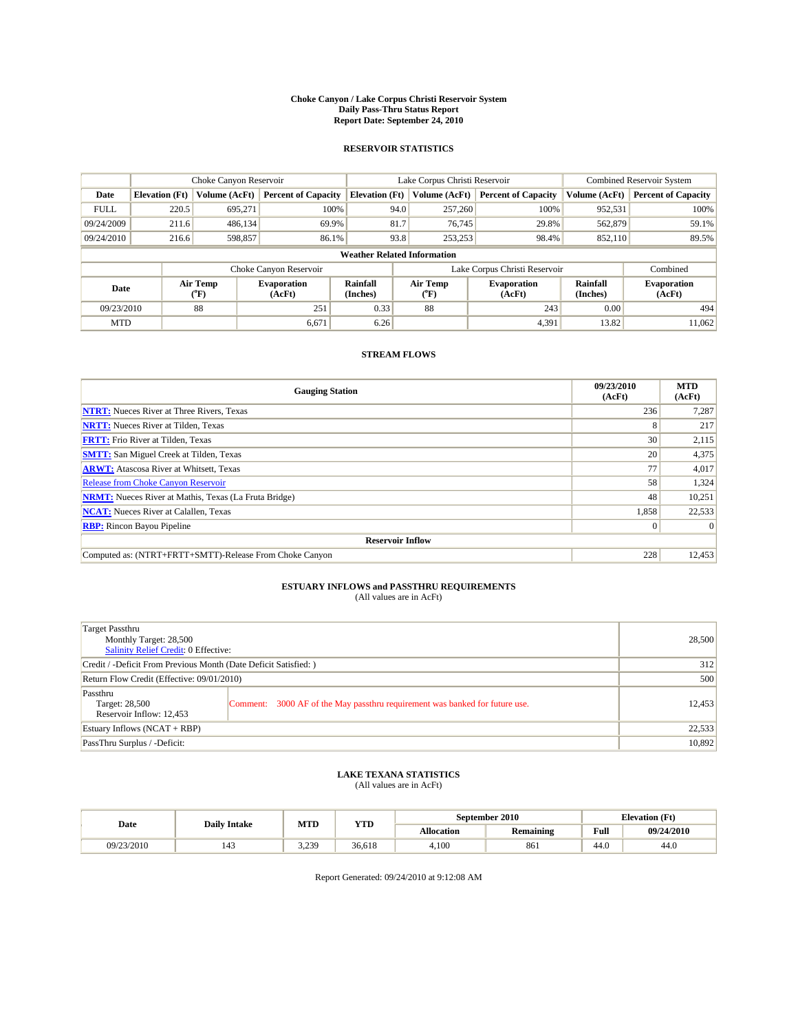# Choke Canyon / Lake Corpus Christi Reservoir System
## Daily Pass-Thru Status Report
## Report Date: September 24, 2010

### RESERVOIR STATISTICS

| | Choke Canyon Reservoir | | | Lake Corpus Christi Reservoir | | | Combined Reservoir System | |
|---|---|---|---|---|---|---|---|---|
| Date | Elevation (Ft) | Volume (AcFt) | Percent of Capacity | Elevation (Ft) | Volume (AcFt) | Percent of Capacity | Volume (AcFt) | Percent of Capacity |
| FULL | 220.5 | 695,271 | 100% | 94.0 | 257,260 | 100% | 952,531 | 100% |
| 09/24/2009 | 211.6 | 486,134 | 69.9% | 81.7 | 76,745 | 29.8% | 562,879 | 59.1% |
| 09/24/2010 | 216.6 | 598,857 | 86.1% | 93.8 | 253,253 | 98.4% | 852,110 | 89.5% |

**Weather Related Information**

| | Choke Canyon Reservoir | | | Lake Corpus Christi Reservoir | | | Combined |
|---|---|---|---|---|---|---|---|
| Date | Air Temp (°F) | Evaporation (AcFt) | Rainfall (Inches) | Air Temp (°F) | Evaporation (AcFt) | Rainfall (Inches) | Evaporation (AcFt) |
| 09/23/2010 | 88 | 251 | 0.33 | 88 | 243 | 0.00 | 494 |
| MTD | | 6,671 | 6.26 | | 4,391 | 13.82 | 11,062 |

### STREAM FLOWS

| Gauging Station | 09/23/2010 (AcFt) | MTD (AcFt) |
|---|---|---|
| NTRT: Nueces River at Three Rivers, Texas | 236 | 7,287 |
| NRTT: Nueces River at Tilden, Texas | 8 | 217 |
| FRTT: Frio River at Tilden, Texas | 30 | 2,115 |
| SMTT: San Miguel Creek at Tilden, Texas | 20 | 4,375 |
| ARWT: Atascosa River at Whitsett, Texas | 77 | 4,017 |
| Release from Choke Canyon Reservoir | 58 | 1,324 |
| NRMT: Nueces River at Mathis, Texas (La Fruta Bridge) | 48 | 10,251 |
| NCAT: Nueces River at Calallen, Texas | 1,858 | 22,533 |
| RBP: Rincon Bayou Pipeline | 0 | 0 |
| **Reservoir Inflow** | | |
| Computed as: (NTRT+FRTT+SMTT)-Release From Choke Canyon | 228 | 12,453 |

### ESTUARY INFLOWS and PASSTHRU REQUIREMENTS
(All values are in AcFt)

| | |
|---|---|
| Target Passthru<br>Monthly Target: 28,500<br>Salinity Relief Credit: 0 Effective: | 28,500 |
| Credit / -Deficit From Previous Month (Date Deficit Satisfied: ) | 312 |
| Return Flow Credit (Effective: 09/01/2010) | 500 |
| Passthru<br>Target: 28,500<br>Reservoir Inflow: 12,453<br>Comment: 3000 AF of the May passthru requirement was banked for future use. | 12,453 |
| Estuary Inflows (NCAT + RBP) | 22,533 |
| PassThru Surplus / -Deficit: | 10,892 |

### LAKE TEXANA STATISTICS
(All values are in AcFt)

| Date | Daily Intake | MTD | YTD | September 2010 | | Elevation (Ft) | |
|---|---|---|---|---|---|---|---|
| | | | | Allocation | Remaining | Full | 09/24/2010 |
| 09/23/2010 | 143 | 3,239 | 36,618 | 4,100 | 861 | 44.0 | 44.0 |

Report Generated: 09/24/2010 at 9:12:08 AM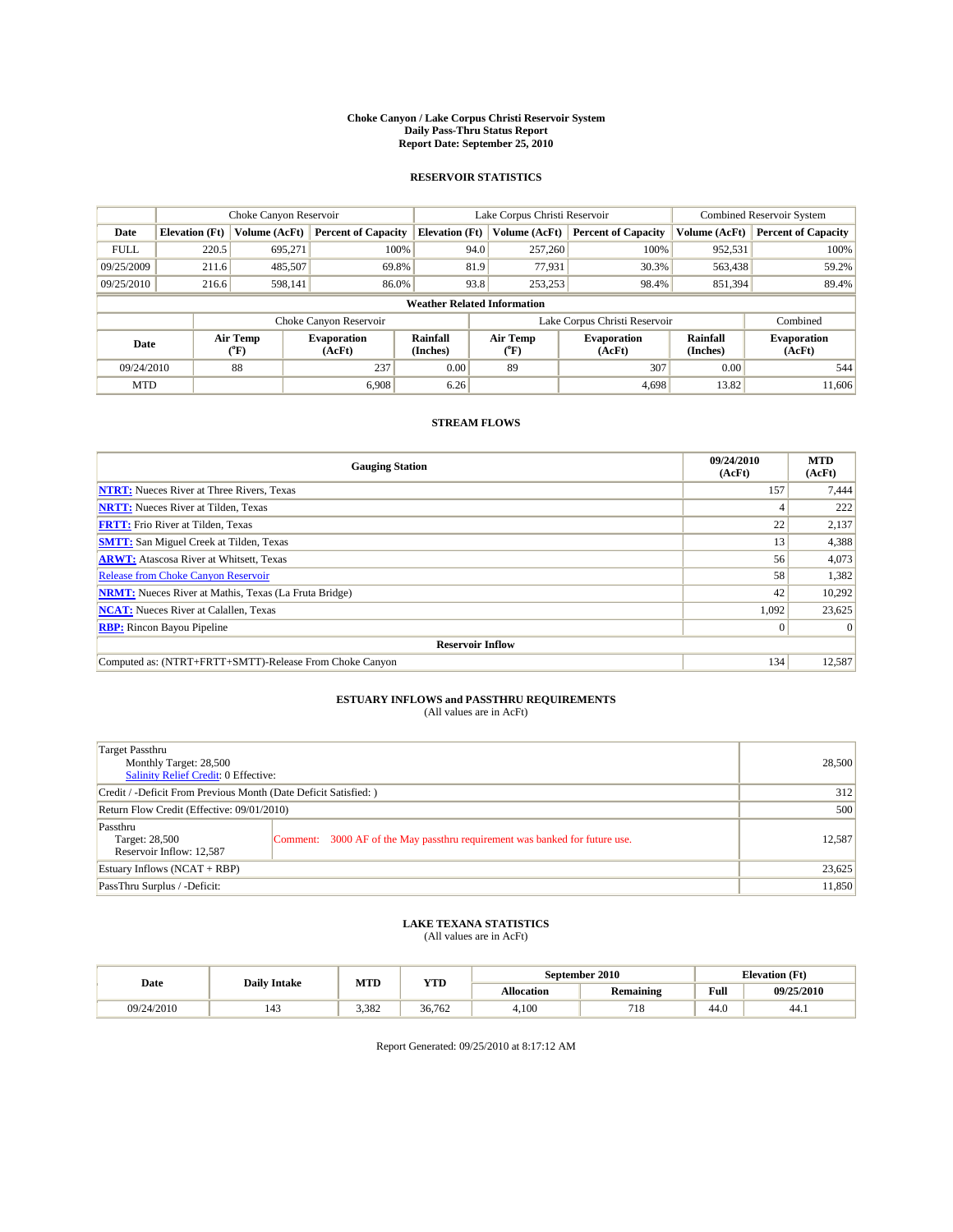**Choke Canyon / Lake Corpus Christi Reservoir System**
**Daily Pass-Thru Status Report**
**Report Date: September 25, 2010**

## RESERVOIR STATISTICS

| | Choke Canyon Reservoir | | | Lake Corpus Christi Reservoir | | | Combined Reservoir System | |
|---|---|---|---|---|---|---|---|---|
| Date | Elevation (Ft) | Volume (AcFt) | Percent of Capacity | Elevation (Ft) | Volume (AcFt) | Percent of Capacity | Volume (AcFt) | Percent of Capacity |
| FULL | 220.5 | 695,271 | 100% | 94.0 | 257,260 | 100% | 952,531 | 100% |
| 09/25/2009 | 211.6 | 485,507 | 69.8% | 81.9 | 77,931 | 30.3% | 563,438 | 59.2% |
| 09/25/2010 | 216.6 | 598,141 | 86.0% | 93.8 | 253,253 | 98.4% | 851,394 | 89.4% |

**Weather Related Information**

| | Choke Canyon Reservoir | | | Lake Corpus Christi Reservoir | | | Combined |
|---|---|---|---|---|---|---|---|
| Date | Air Temp (°F) | Evaporation (AcFt) | Rainfall (Inches) | Air Temp (°F) | Evaporation (AcFt) | Rainfall (Inches) | Evaporation (AcFt) |
| 09/24/2010 | 88 | 237 | 0.00 | 89 | 307 | 0.00 | 544 |
| MTD | | 6,908 | 6.26 | | 4,698 | 13.82 | 11,606 |

## STREAM FLOWS

| Gauging Station | 09/24/2010 (AcFt) | MTD (AcFt) |
|---|---|---|
| NTRT: Nueces River at Three Rivers, Texas | 157 | 7,444 |
| NRTT: Nueces River at Tilden, Texas | 4 | 222 |
| FRTT: Frio River at Tilden, Texas | 22 | 2,137 |
| SMTT: San Miguel Creek at Tilden, Texas | 13 | 4,388 |
| ARWT: Atascosa River at Whitsett, Texas | 56 | 4,073 |
| Release from Choke Canyon Reservoir | 58 | 1,382 |
| NRMT: Nueces River at Mathis, Texas (La Fruta Bridge) | 42 | 10,292 |
| NCAT: Nueces River at Calallen, Texas | 1,092 | 23,625 |
| RBP: Rincon Bayou Pipeline | 0 | 0 |
| **Reservoir Inflow** | | |
| Computed as: (NTRT+FRTT+SMTT)-Release From Choke Canyon | 134 | 12,587 |

## ESTUARY INFLOWS and PASSTHRU REQUIREMENTS
(All values are in AcFt)

| | |
|---|---|
| Target Passthru<br>Monthly Target: 28,500<br>Salinity Relief Credit: 0 Effective: | 28,500 |
| Credit / -Deficit From Previous Month (Date Deficit Satisfied: ) | 312 |
| Return Flow Credit (Effective: 09/01/2010) | 500 |
| Passthru<br>Target: 28,500<br>Reservoir Inflow: 12,587<br>Comment: 3000 AF of the May passthru requirement was banked for future use. | 12,587 |
| Estuary Inflows (NCAT + RBP) | 23,625 |
| PassThru Surplus / -Deficit: | 11,850 |

## LAKE TEXANA STATISTICS
(All values are in AcFt)

| Date | Daily Intake | MTD | YTD | September 2010 | | Elevation (Ft) | |
|---|---|---|---|---|---|---|---|
| | | | | Allocation | Remaining | Full | 09/25/2010 |
| 09/24/2010 | 143 | 3,382 | 36,762 | 4,100 | 718 | 44.0 | 44.1 |

Report Generated: 09/25/2010 at 8:17:12 AM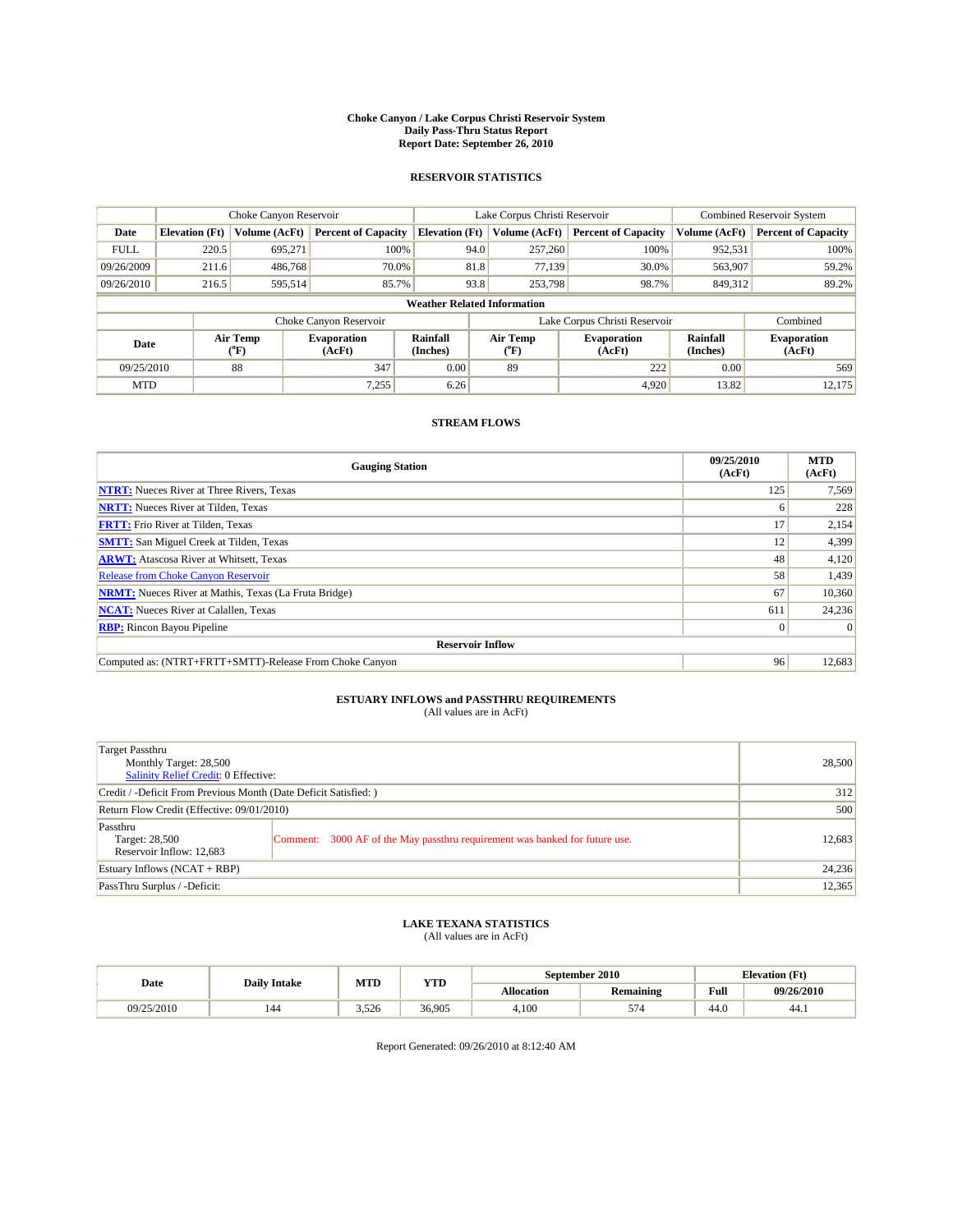**Choke Canyon / Lake Corpus Christi Reservoir System**
**Daily Pass-Thru Status Report**
**Report Date: September 26, 2010**

## RESERVOIR STATISTICS

| | Choke Canyon Reservoir | | | Lake Corpus Christi Reservoir | | | Combined Reservoir System | |
|---|---|---|---|---|---|---|---|---|
| **Date** | **Elevation (Ft)** | **Volume (AcFt)** | **Percent of Capacity** | **Elevation (Ft)** | **Volume (AcFt)** | **Percent of Capacity** | **Volume (AcFt)** | **Percent of Capacity** |
| FULL | 220.5 | 695,271 | 100% | 94.0 | 257,260 | 100% | 952,531 | 100% |
| 09/26/2009 | 211.6 | 486,768 | 70.0% | 81.8 | 77,139 | 30.0% | 563,907 | 59.2% |
| 09/26/2010 | 216.5 | 595,514 | 85.7% | 93.8 | 253,798 | 98.7% | 849,312 | 89.2% |

**Weather Related Information**

| | Choke Canyon Reservoir | | | Lake Corpus Christi Reservoir | | | Combined |
|---|---|---|---|---|---|---|---|
| **Date** | **Air Temp (°F)** | **Evaporation (AcFt)** | **Rainfall (Inches)** | **Air Temp (°F)** | **Evaporation (AcFt)** | **Rainfall (Inches)** | **Evaporation (AcFt)** |
| 09/25/2010 | 88 | 347 | 0.00 | 89 | 222 | 0.00 | 569 |
| MTD | | 7,255 | 6.26 | | 4,920 | 13.82 | 12,175 |

## STREAM FLOWS

| Gauging Station | 09/25/2010 (AcFt) | MTD (AcFt) |
|---|---|---|
| **NTRT:** Nueces River at Three Rivers, Texas | 125 | 7,569 |
| **NRTT:** Nueces River at Tilden, Texas | 6 | 228 |
| **FRTT:** Frio River at Tilden, Texas | 17 | 2,154 |
| **SMTT:** San Miguel Creek at Tilden, Texas | 12 | 4,399 |
| **ARWT:** Atascosa River at Whitsett, Texas | 48 | 4,120 |
| Release from Choke Canyon Reservoir | 58 | 1,439 |
| **NRMT:** Nueces River at Mathis, Texas (La Fruta Bridge) | 67 | 10,360 |
| **NCAT:** Nueces River at Calallen, Texas | 611 | 24,236 |
| **RBP:** Rincon Bayou Pipeline | 0 | 0 |
| **Reservoir Inflow** | | |
| Computed as: (NTRT+FRTT+SMTT)-Release From Choke Canyon | 96 | 12,683 |

## ESTUARY INFLOWS and PASSTHRU REQUIREMENTS
(All values are in AcFt)

| | |
|---|---|
| Target Passthru<br>Monthly Target: 28,500<br>Salinity Relief Credit: 0 Effective: | 28,500 |
| Credit / -Deficit From Previous Month (Date Deficit Satisfied: ) | 312 |
| Return Flow Credit (Effective: 09/01/2010) | 500 |
| Passthru<br>Target: 28,500<br>Reservoir Inflow: 12,683<br>Comment: 3000 AF of the May passthru requirement was banked for future use. | 12,683 |
| Estuary Inflows (NCAT + RBP) | 24,236 |
| PassThru Surplus / -Deficit: | 12,365 |

## LAKE TEXANA STATISTICS
(All values are in AcFt)

| Date | Daily Intake | MTD | YTD | September 2010 | | Elevation (Ft) | |
|---|---|---|---|---|---|---|---|
| | | | | **Allocation** | **Remaining** | **Full** | **09/26/2010** |
| 09/25/2010 | 144 | 3,526 | 36,905 | 4,100 | 574 | 44.0 | 44.1 |

Report Generated: 09/26/2010 at 8:12:40 AM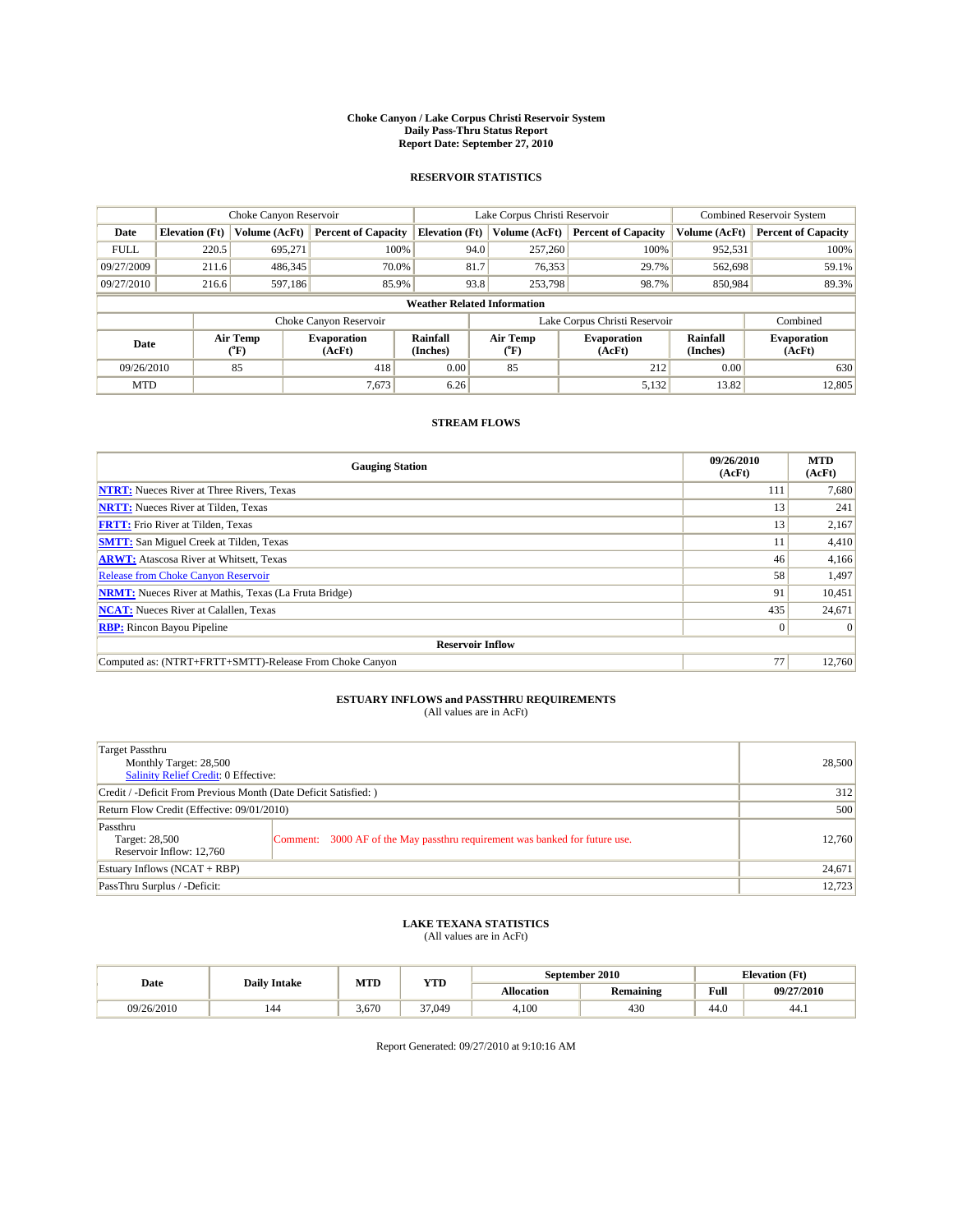**Choke Canyon / Lake Corpus Christi Reservoir System**
**Daily Pass-Thru Status Report**
**Report Date: September 27, 2010**

## RESERVOIR STATISTICS

| | Choke Canyon Reservoir | | | Lake Corpus Christi Reservoir | | | Combined Reservoir System | |
|---|---|---|---|---|---|---|---|---|
| Date | Elevation (Ft) | Volume (AcFt) | Percent of Capacity | Elevation (Ft) | Volume (AcFt) | Percent of Capacity | Volume (AcFt) | Percent of Capacity |
| FULL | 220.5 | 695,271 | 100% | 94.0 | 257,260 | 100% | 952,531 | 100% |
| 09/27/2009 | 211.6 | 486,345 | 70.0% | 81.7 | 76,353 | 29.7% | 562,698 | 59.1% |
| 09/27/2010 | 216.6 | 597,186 | 85.9% | 93.8 | 253,798 | 98.7% | 850,984 | 89.3% |

**Weather Related Information**

| | Choke Canyon Reservoir | | | Lake Corpus Christi Reservoir | | | Combined |
|---|---|---|---|---|---|---|---|
| Date | Air Temp (°F) | Evaporation (AcFt) | Rainfall (Inches) | Air Temp (°F) | Evaporation (AcFt) | Rainfall (Inches) | Evaporation (AcFt) |
| 09/26/2010 | 85 | 418 | 0.00 | 85 | 212 | 0.00 | 630 |
| MTD | | 7,673 | 6.26 | | 5,132 | 13.82 | 12,805 |

## STREAM FLOWS

| Gauging Station | 09/26/2010 (AcFt) | MTD (AcFt) |
|---|---|---|
| NTRT: Nueces River at Three Rivers, Texas | 111 | 7,680 |
| NRTT: Nueces River at Tilden, Texas | 13 | 241 |
| FRTT: Frio River at Tilden, Texas | 13 | 2,167 |
| SMTT: San Miguel Creek at Tilden, Texas | 11 | 4,410 |
| ARWT: Atascosa River at Whitsett, Texas | 46 | 4,166 |
| Release from Choke Canyon Reservoir | 58 | 1,497 |
| NRMT: Nueces River at Mathis, Texas (La Fruta Bridge) | 91 | 10,451 |
| NCAT: Nueces River at Calallen, Texas | 435 | 24,671 |
| RBP: Rincon Bayou Pipeline | 0 | 0 |
| **Reservoir Inflow** | | |
| Computed as: (NTRT+FRTT+SMTT)-Release From Choke Canyon | 77 | 12,760 |

## ESTUARY INFLOWS and PASSTHRU REQUIREMENTS
(All values are in AcFt)

| Item | Value |
|---|---|
| Target Passthru<br>Monthly Target: 28,500<br>Salinity Relief Credit: 0 Effective: | 28,500 |
| Credit / -Deficit From Previous Month (Date Deficit Satisfied: ) | 312 |
| Return Flow Credit (Effective: 09/01/2010) | 500 |
| Passthru<br>Target: 28,500<br>Reservoir Inflow: 12,760<br>Comment: 3000 AF of the May passthru requirement was banked for future use. | 12,760 |
| Estuary Inflows (NCAT + RBP) | 24,671 |
| PassThru Surplus / -Deficit: | 12,723 |

## LAKE TEXANA STATISTICS
(All values are in AcFt)

| Date | Daily Intake | MTD | YTD | September 2010 | | Elevation (Ft) | |
|---|---|---|---|---|---|---|---|
| | | | | Allocation | Remaining | Full | 09/27/2010 |
| 09/26/2010 | 144 | 3,670 | 37,049 | 4,100 | 430 | 44.0 | 44.1 |

Report Generated: 09/27/2010 at 9:10:16 AM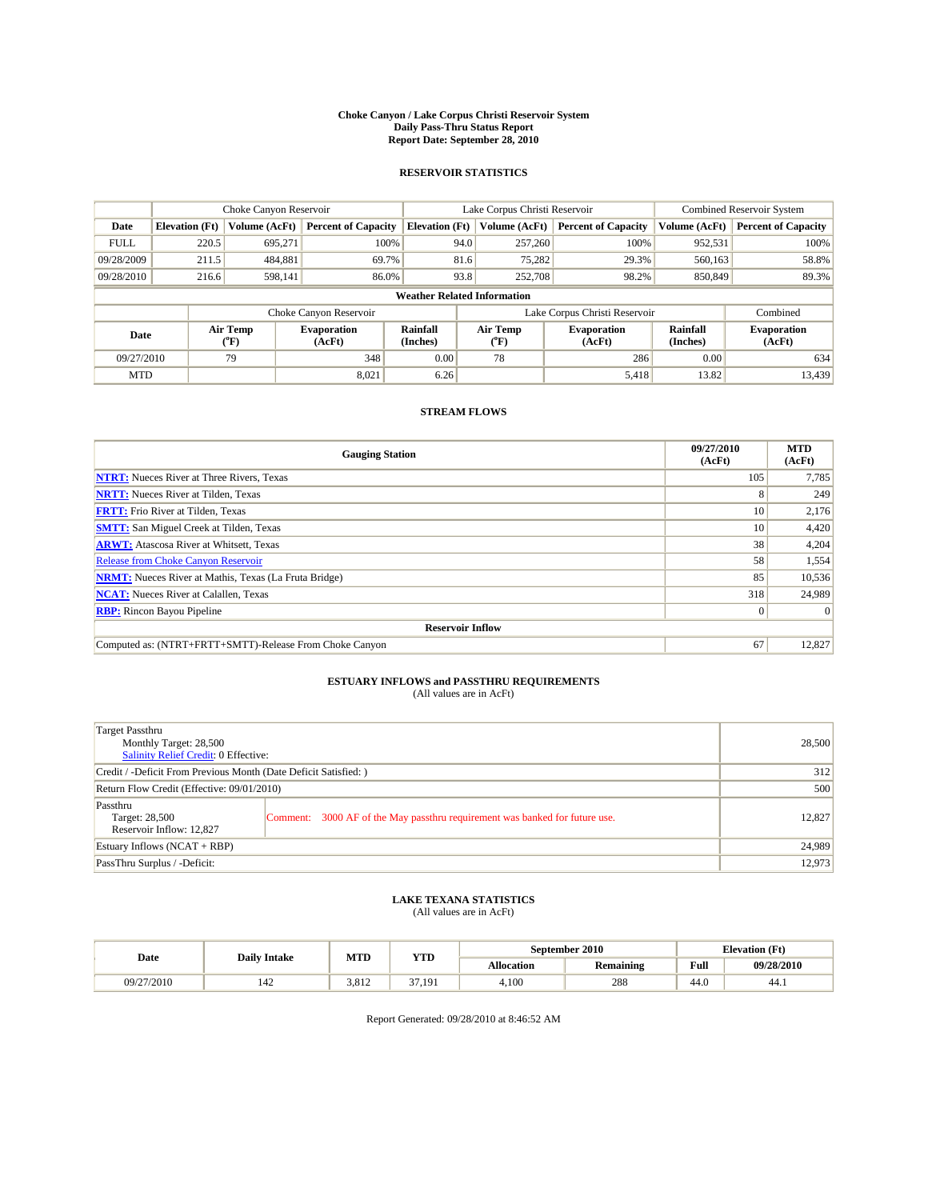**Choke Canyon / Lake Corpus Christi Reservoir System**
**Daily Pass-Thru Status Report**
**Report Date: September 28, 2010**

## RESERVOIR STATISTICS

| | Choke Canyon Reservoir | | | Lake Corpus Christi Reservoir | | | Combined Reservoir System | |
|---|---|---|---|---|---|---|---|---|
| **Date** | **Elevation (Ft)** | **Volume (AcFt)** | **Percent of Capacity** | **Elevation (Ft)** | **Volume (AcFt)** | **Percent of Capacity** | **Volume (AcFt)** | **Percent of Capacity** |
| FULL | 220.5 | 695,271 | 100% | 94.0 | 257,260 | 100% | 952,531 | 100% |
| 09/28/2009 | 211.5 | 484,881 | 69.7% | 81.6 | 75,282 | 29.3% | 560,163 | 58.8% |
| 09/28/2010 | 216.6 | 598,141 | 86.0% | 93.8 | 252,708 | 98.2% | 850,849 | 89.3% |

**Weather Related Information**

| | Choke Canyon Reservoir | | | Lake Corpus Christi Reservoir | | | Combined |
|---|---|---|---|---|---|---|---|
| **Date** | **Air Temp (°F)** | **Evaporation (AcFt)** | **Rainfall (Inches)** | **Air Temp (°F)** | **Evaporation (AcFt)** | **Rainfall (Inches)** | **Evaporation (AcFt)** |
| 09/27/2010 | 79 | 348 | 0.00 | 78 | 286 | 0.00 | 634 |
| MTD | | 8,021 | 6.26 | | 5,418 | 13.82 | 13,439 |

## STREAM FLOWS

| Gauging Station | 09/27/2010 (AcFt) | MTD (AcFt) |
|---|---|---|
| **NTRT:** Nueces River at Three Rivers, Texas | 105 | 7,785 |
| **NRTT:** Nueces River at Tilden, Texas | 8 | 249 |
| **FRTT:** Frio River at Tilden, Texas | 10 | 2,176 |
| **SMTT:** San Miguel Creek at Tilden, Texas | 10 | 4,420 |
| **ARWT:** Atascosa River at Whitsett, Texas | 38 | 4,204 |
| Release from Choke Canyon Reservoir | 58 | 1,554 |
| **NRMT:** Nueces River at Mathis, Texas (La Fruta Bridge) | 85 | 10,536 |
| **NCAT:** Nueces River at Calallen, Texas | 318 | 24,989 |
| **RBP:** Rincon Bayou Pipeline | 0 | 0 |
| **Reservoir Inflow** | | |
| Computed as: (NTRT+FRTT+SMTT)-Release From Choke Canyon | 67 | 12,827 |

## ESTUARY INFLOWS and PASSTHRU REQUIREMENTS

(All values are in AcFt)

| | | |
|---|---|---|
| Target Passthru<br>Monthly Target: 28,500<br>Salinity Relief Credit: 0 Effective: | | 28,500 |
| Credit / -Deficit From Previous Month (Date Deficit Satisfied: ) | | 312 |
| Return Flow Credit (Effective: 09/01/2010) | | 500 |
| Passthru<br>Target: 28,500<br>Reservoir Inflow: 12,827 | Comment: 3000 AF of the May passthru requirement was banked for future use. | 12,827 |
| Estuary Inflows (NCAT + RBP) | | 24,989 |
| PassThru Surplus / -Deficit: | | 12,973 |

## LAKE TEXANA STATISTICS

(All values are in AcFt)

| Date | Daily Intake | MTD | YTD | September 2010 | | Elevation (Ft) | |
|---|---|---|---|---|---|---|---|
| | | | | **Allocation** | **Remaining** | **Full** | **09/28/2010** |
| 09/27/2010 | 142 | 3,812 | 37,191 | 4,100 | 288 | 44.0 | 44.1 |

Report Generated: 09/28/2010 at 8:46:52 AM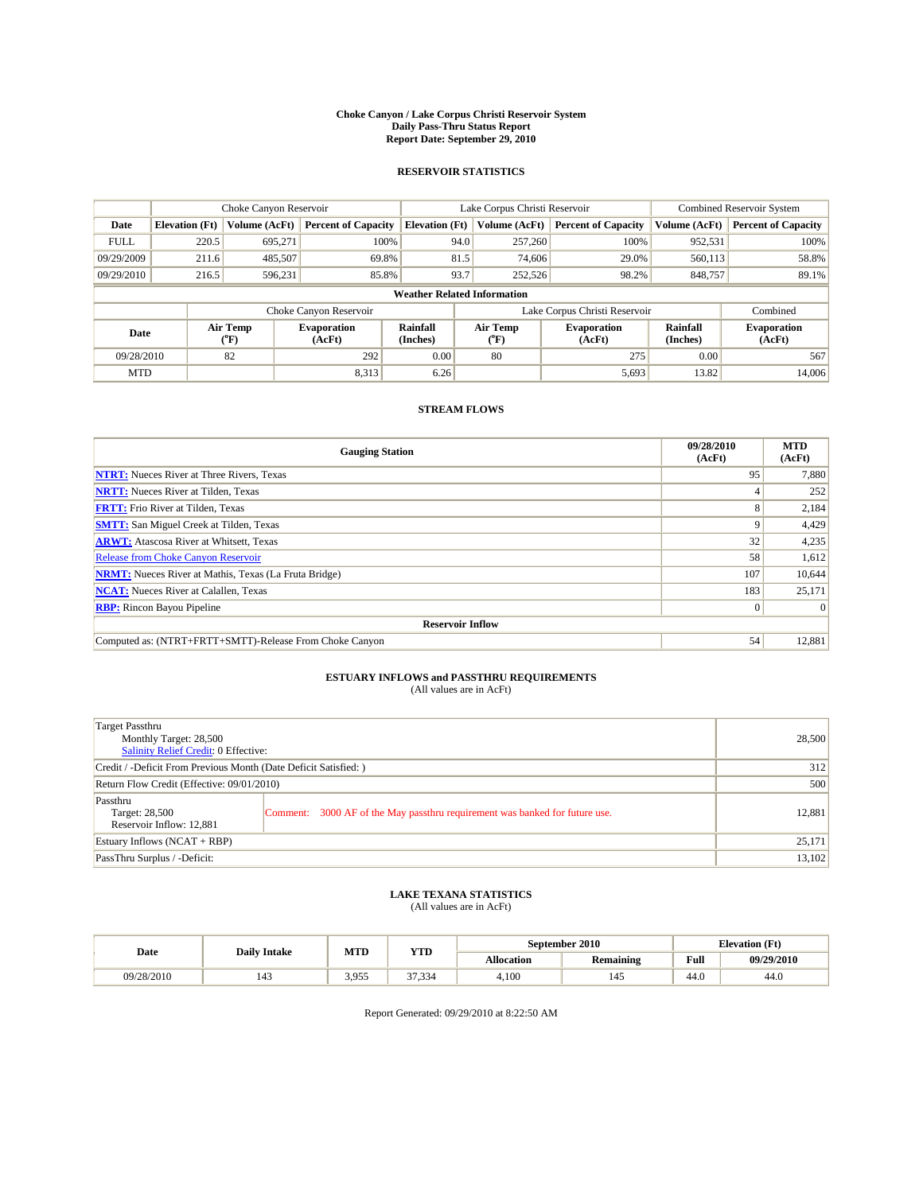# Choke Canyon / Lake Corpus Christi Reservoir System
## Daily Pass-Thru Status Report
### Report Date: September 29, 2010

## RESERVOIR STATISTICS

| | Choke Canyon Reservoir | | | Lake Corpus Christi Reservoir | | | Combined Reservoir System | |
|---|---|---|---|---|---|---|---|---|
| Date | Elevation (Ft) | Volume (AcFt) | Percent of Capacity | Elevation (Ft) | Volume (AcFt) | Percent of Capacity | Volume (AcFt) | Percent of Capacity |
| FULL | 220.5 | 695,271 | 100% | 94.0 | 257,260 | 100% | 952,531 | 100% |
| 09/29/2009 | 211.6 | 485,507 | 69.8% | 81.5 | 74,606 | 29.0% | 560,113 | 58.8% |
| 09/29/2010 | 216.5 | 596,231 | 85.8% | 93.7 | 252,526 | 98.2% | 848,757 | 89.1% |

**Weather Related Information**

| | Choke Canyon Reservoir | | | Lake Corpus Christi Reservoir | | | Combined |
|---|---|---|---|---|---|---|---|
| Date | Air Temp (°F) | Evaporation (AcFt) | Rainfall (Inches) | Air Temp (°F) | Evaporation (AcFt) | Rainfall (Inches) | Evaporation (AcFt) |
| 09/28/2010 | 82 | 292 | 0.00 | 80 | 275 | 0.00 | 567 |
| MTD | | 8,313 | 6.26 | | 5,693 | 13.82 | 14,006 |

## STREAM FLOWS

| Gauging Station | 09/28/2010 (AcFt) | MTD (AcFt) |
|---|---|---|
| NTRT: Nueces River at Three Rivers, Texas | 95 | 7,880 |
| NRTT: Nueces River at Tilden, Texas | 4 | 252 |
| FRTT: Frio River at Tilden, Texas | 8 | 2,184 |
| SMTT: San Miguel Creek at Tilden, Texas | 9 | 4,429 |
| ARWT: Atascosa River at Whitsett, Texas | 32 | 4,235 |
| Release from Choke Canyon Reservoir | 58 | 1,612 |
| NRMT: Nueces River at Mathis, Texas (La Fruta Bridge) | 107 | 10,644 |
| NCAT: Nueces River at Calallen, Texas | 183 | 25,171 |
| RBP: Rincon Bayou Pipeline | 0 | 0 |
| **Reservoir Inflow** | | |
| Computed as: (NTRT+FRTT+SMTT)-Release From Choke Canyon | 54 | 12,881 |

## ESTUARY INFLOWS and PASSTHRU REQUIREMENTS
(All values are in AcFt)

| Item | Value |
|---|---|
| Target Passthru<br>Monthly Target: 28,500<br>Salinity Relief Credit: 0 Effective: | 28,500 |
| Credit / -Deficit From Previous Month (Date Deficit Satisfied: ) | 312 |
| Return Flow Credit (Effective: 09/01/2010) | 500 |
| Passthru<br>Target: 28,500<br>Reservoir Inflow: 12,881<br>Comment: 3000 AF of the May passthru requirement was banked for future use. | 12,881 |
| Estuary Inflows (NCAT + RBP) | 25,171 |
| PassThru Surplus / -Deficit: | 13,102 |

## LAKE TEXANA STATISTICS
(All values are in AcFt)

| Date | Daily Intake | MTD | YTD | September 2010 | | Elevation (Ft) | |
|---|---|---|---|---|---|---|---|
| | | | | Allocation | Remaining | Full | 09/29/2010 |
| 09/28/2010 | 143 | 3,955 | 37,334 | 4,100 | 145 | 44.0 | 44.0 |

Report Generated: 09/29/2010 at 8:22:50 AM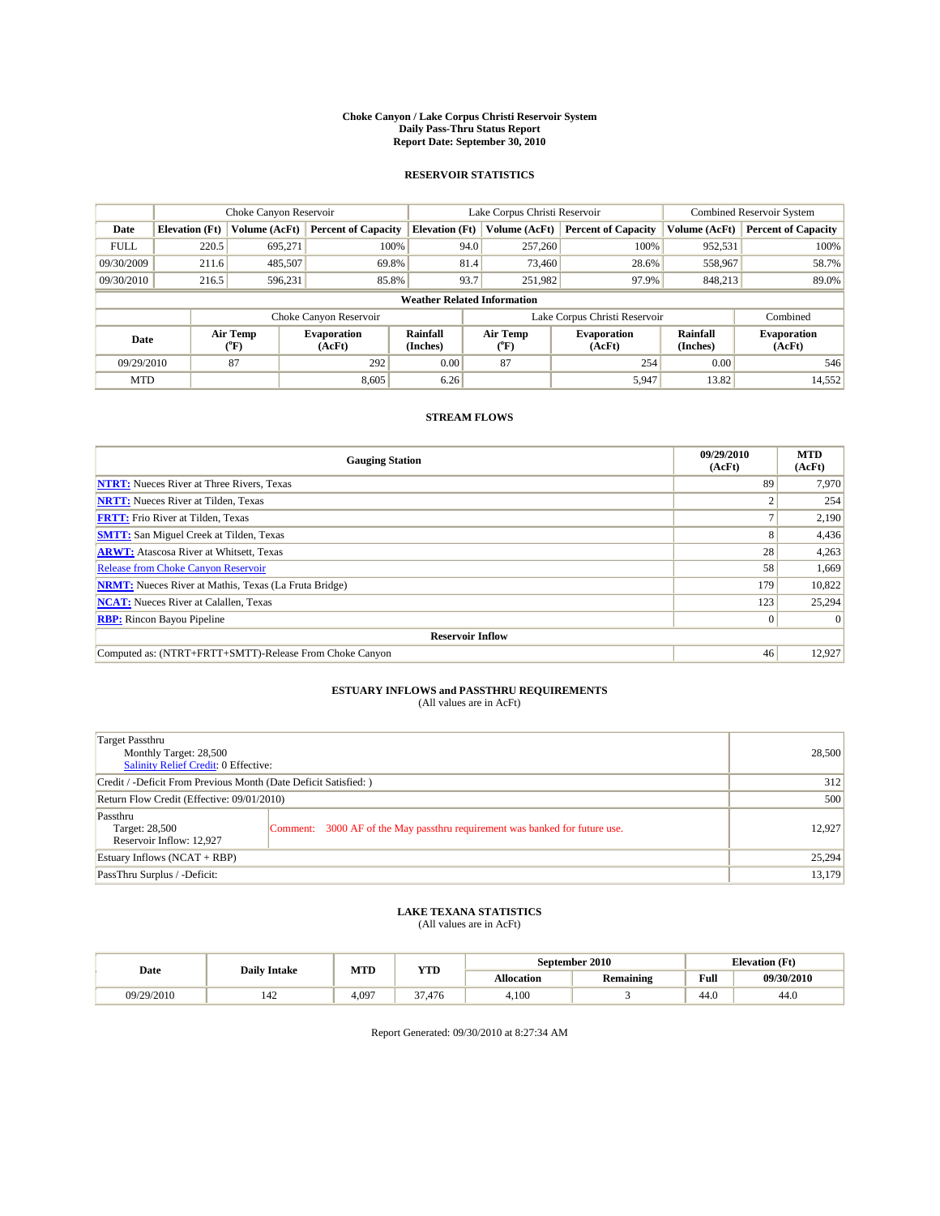**Choke Canyon / Lake Corpus Christi Reservoir System**
**Daily Pass-Thru Status Report**
**Report Date: September 30, 2010**

## RESERVOIR STATISTICS

| | Choke Canyon Reservoir | | | Lake Corpus Christi Reservoir | | | Combined Reservoir System | |
|---|---|---|---|---|---|---|---|---|
| Date | Elevation (Ft) | Volume (AcFt) | Percent of Capacity | Elevation (Ft) | Volume (AcFt) | Percent of Capacity | Volume (AcFt) | Percent of Capacity |
| FULL | 220.5 | 695,271 | 100% | 94.0 | 257,260 | 100% | 952,531 | 100% |
| 09/30/2009 | 211.6 | 485,507 | 69.8% | 81.4 | 73,460 | 28.6% | 558,967 | 58.7% |
| 09/30/2010 | 216.5 | 596,231 | 85.8% | 93.7 | 251,982 | 97.9% | 848,213 | 89.0% |

**Weather Related Information**

| | Choke Canyon Reservoir | | | Lake Corpus Christi Reservoir | | | Combined |
|---|---|---|---|---|---|---|---|
| Date | Air Temp (°F) | Evaporation (AcFt) | Rainfall (Inches) | Air Temp (°F) | Evaporation (AcFt) | Rainfall (Inches) | Evaporation (AcFt) |
| 09/29/2010 | 87 | 292 | 0.00 | 87 | 254 | 0.00 | 546 |
| MTD | | 8,605 | 6.26 | | 5,947 | 13.82 | 14,552 |

## STREAM FLOWS

| Gauging Station | 09/29/2010 (AcFt) | MTD (AcFt) |
|---|---|---|
| NTRT: Nueces River at Three Rivers, Texas | 89 | 7,970 |
| NRTT: Nueces River at Tilden, Texas | 2 | 254 |
| FRTT: Frio River at Tilden, Texas | 7 | 2,190 |
| SMTT: San Miguel Creek at Tilden, Texas | 8 | 4,436 |
| ARWT: Atascosa River at Whitsett, Texas | 28 | 4,263 |
| Release from Choke Canyon Reservoir | 58 | 1,669 |
| NRMT: Nueces River at Mathis, Texas (La Fruta Bridge) | 179 | 10,822 |
| NCAT: Nueces River at Calallen, Texas | 123 | 25,294 |
| RBP: Rincon Bayou Pipeline | 0 | 0 |
| **Reservoir Inflow** | | |
| Computed as: (NTRT+FRTT+SMTT)-Release From Choke Canyon | 46 | 12,927 |

## ESTUARY INFLOWS and PASSTHRU REQUIREMENTS
(All values are in AcFt)

| | | |
|---|---|---|
| Target Passthru<br>Monthly Target: 28,500<br>Salinity Relief Credit: 0 Effective: | | 28,500 |
| Credit / -Deficit From Previous Month (Date Deficit Satisfied: ) | | 312 |
| Return Flow Credit (Effective: 09/01/2010) | | 500 |
| Passthru<br>Target: 28,500<br>Reservoir Inflow: 12,927 | Comment: 3000 AF of the May passthru requirement was banked for future use. | 12,927 |
| Estuary Inflows (NCAT + RBP) | | 25,294 |
| PassThru Surplus / -Deficit: | | 13,179 |

## LAKE TEXANA STATISTICS
(All values are in AcFt)

| Date | Daily Intake | MTD | YTD | September 2010 | | Elevation (Ft) | |
|---|---|---|---|---|---|---|---|
| | | | | Allocation | Remaining | Full | 09/30/2010 |
| 09/29/2010 | 142 | 4,097 | 37,476 | 4,100 | 3 | 44.0 | 44.0 |

Report Generated: 09/30/2010 at 8:27:34 AM